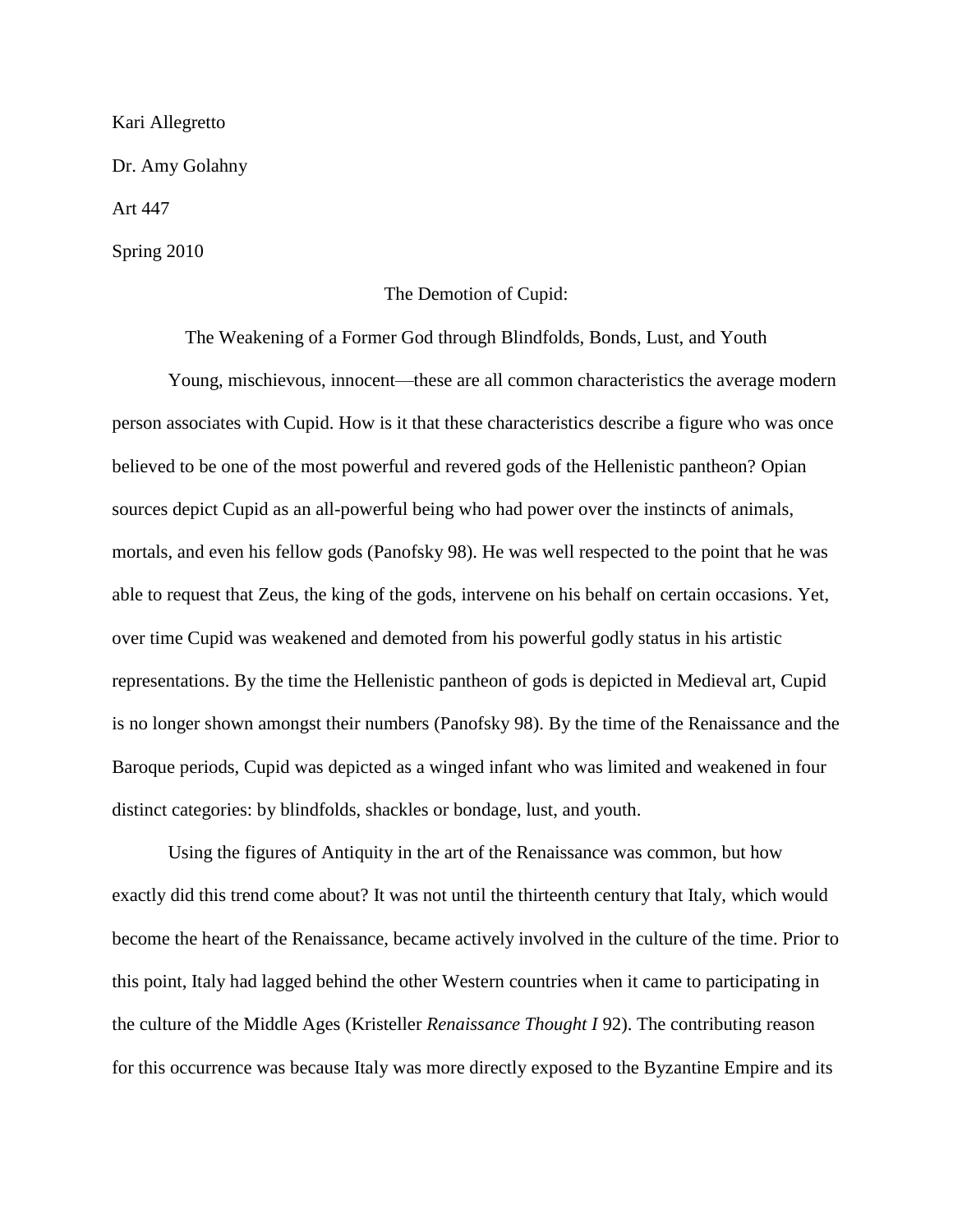Kari Allegretto

Dr. Amy Golahny

Art 447

Spring 2010

# The Demotion of Cupid:

## The Weakening of a Former God through Blindfolds, Bonds, Lust, and Youth

Young, mischievous, innocent—these are all common characteristics the average modern person associates with Cupid. How is it that these characteristics describe a figure who was once believed to be one of the most powerful and revered gods of the Hellenistic pantheon? Opian sources depict Cupid as an all-powerful being who had power over the instincts of animals, mortals, and even his fellow gods (Panofsky 98). He was well respected to the point that he was able to request that Zeus, the king of the gods, intervene on his behalf on certain occasions. Yet, over time Cupid was weakened and demoted from his powerful godly status in his artistic representations. By the time the Hellenistic pantheon of gods is depicted in Medieval art, Cupid is no longer shown amongst their numbers (Panofsky 98). By the time of the Renaissance and the Baroque periods, Cupid was depicted as a winged infant who was limited and weakened in four distinct categories: by blindfolds, shackles or bondage, lust, and youth.

Using the figures of Antiquity in the art of the Renaissance was common, but how exactly did this trend come about? It was not until the thirteenth century that Italy, which would become the heart of the Renaissance, became actively involved in the culture of the time. Prior to this point, Italy had lagged behind the other Western countries when it came to participating in the culture of the Middle Ages (Kristeller *Renaissance Thought I* 92). The contributing reason for this occurrence was because Italy was more directly exposed to the Byzantine Empire and its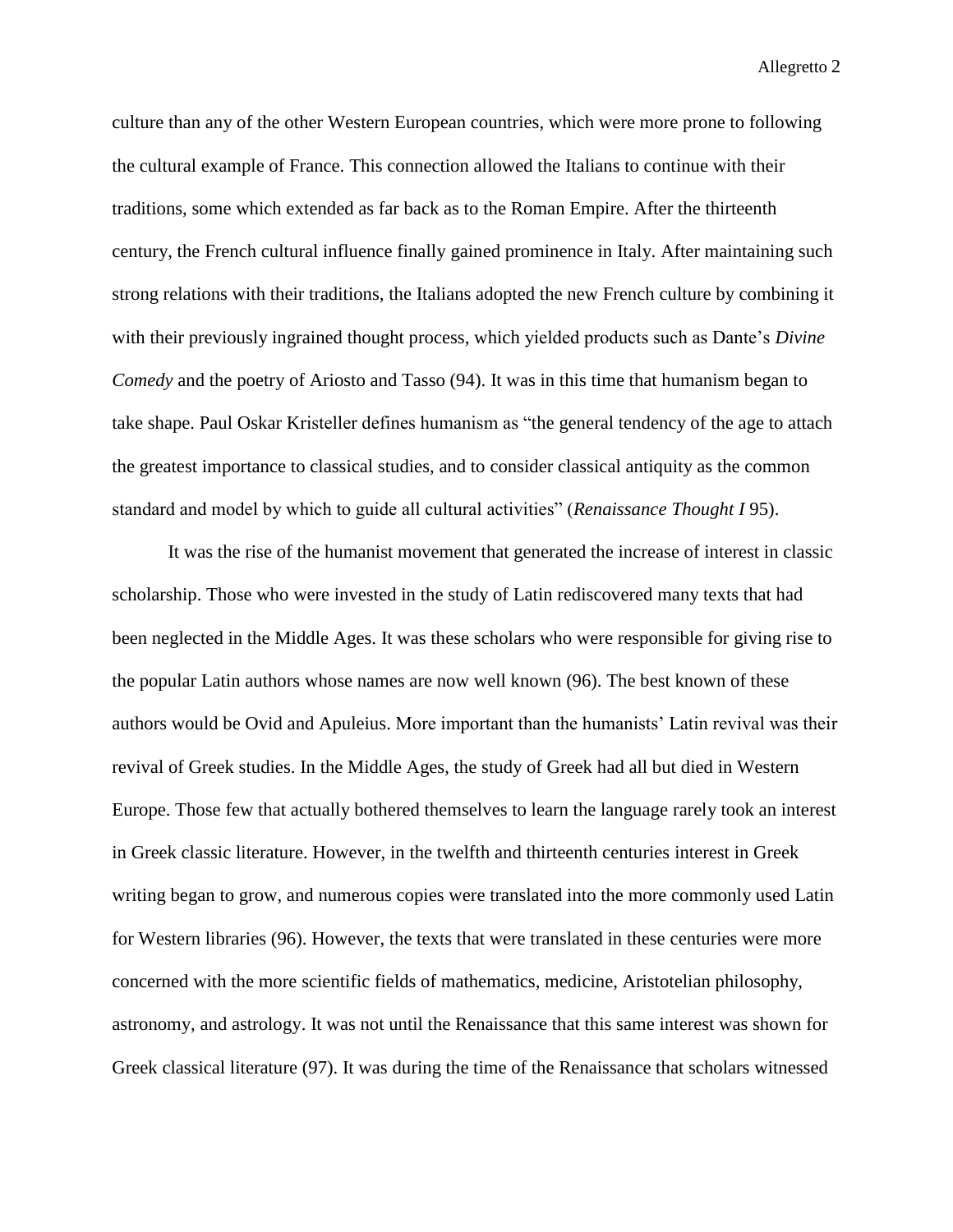culture than any of the other Western European countries, which were more prone to following the cultural example of France. This connection allowed the Italians to continue with their traditions, some which extended as far back as to the Roman Empire. After the thirteenth century, the French cultural influence finally gained prominence in Italy. After maintaining such strong relations with their traditions, the Italians adopted the new French culture by combining it with their previously ingrained thought process, which yielded products such as Dante's *Divine Comedy* and the poetry of Ariosto and Tasso (94). It was in this time that humanism began to take shape. Paul Oskar Kristeller defines humanism as "the general tendency of the age to attach the greatest importance to classical studies, and to consider classical antiquity as the common standard and model by which to guide all cultural activities" (*Renaissance Thought I* 95).

It was the rise of the humanist movement that generated the increase of interest in classic scholarship. Those who were invested in the study of Latin rediscovered many texts that had been neglected in the Middle Ages. It was these scholars who were responsible for giving rise to the popular Latin authors whose names are now well known (96). The best known of these authors would be Ovid and Apuleius. More important than the humanists' Latin revival was their revival of Greek studies. In the Middle Ages, the study of Greek had all but died in Western Europe. Those few that actually bothered themselves to learn the language rarely took an interest in Greek classic literature. However, in the twelfth and thirteenth centuries interest in Greek writing began to grow, and numerous copies were translated into the more commonly used Latin for Western libraries (96). However, the texts that were translated in these centuries were more concerned with the more scientific fields of mathematics, medicine, Aristotelian philosophy, astronomy, and astrology. It was not until the Renaissance that this same interest was shown for Greek classical literature (97). It was during the time of the Renaissance that scholars witnessed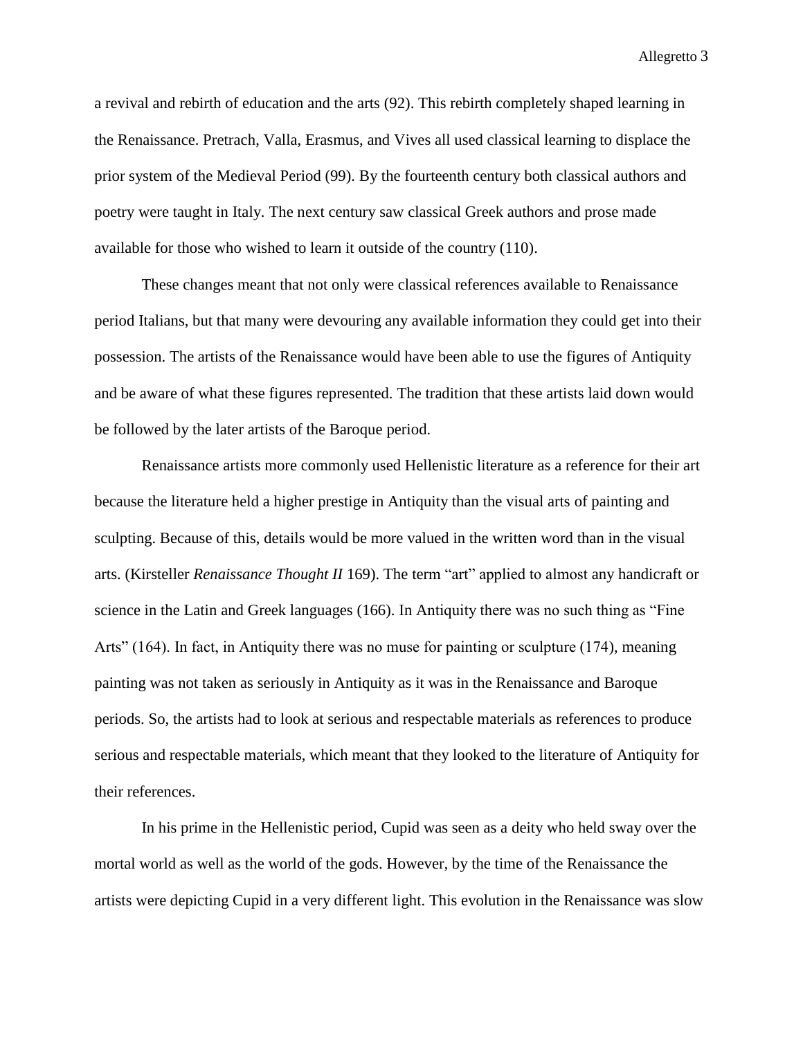a revival and rebirth of education and the arts (92). This rebirth completely shaped learning in the Renaissance. Pretrach, Valla, Erasmus, and Vives all used classical learning to displace the prior system of the Medieval Period (99). By the fourteenth century both classical authors and poetry were taught in Italy. The next century saw classical Greek authors and prose made available for those who wished to learn it outside of the country (110).

These changes meant that not only were classical references available to Renaissance period Italians, but that many were devouring any available information they could get into their possession. The artists of the Renaissance would have been able to use the figures of Antiquity and be aware of what these figures represented. The tradition that these artists laid down would be followed by the later artists of the Baroque period.

Renaissance artists more commonly used Hellenistic literature as a reference for their art because the literature held a higher prestige in Antiquity than the visual arts of painting and sculpting. Because of this, details would be more valued in the written word than in the visual arts. (Kirsteller *Renaissance Thought II* 169). The term "art" applied to almost any handicraft or science in the Latin and Greek languages (166). In Antiquity there was no such thing as "Fine Arts" (164). In fact, in Antiquity there was no muse for painting or sculpture (174), meaning painting was not taken as seriously in Antiquity as it was in the Renaissance and Baroque periods. So, the artists had to look at serious and respectable materials as references to produce serious and respectable materials, which meant that they looked to the literature of Antiquity for their references.

In his prime in the Hellenistic period, Cupid was seen as a deity who held sway over the mortal world as well as the world of the gods. However, by the time of the Renaissance the artists were depicting Cupid in a very different light. This evolution in the Renaissance was slow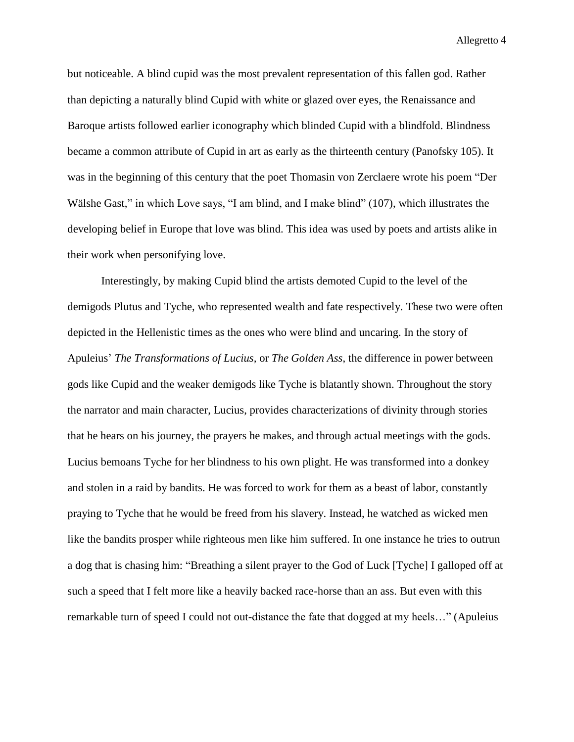but noticeable. A blind cupid was the most prevalent representation of this fallen god. Rather than depicting a naturally blind Cupid with white or glazed over eyes, the Renaissance and Baroque artists followed earlier iconography which blinded Cupid with a blindfold. Blindness became a common attribute of Cupid in art as early as the thirteenth century (Panofsky 105). It was in the beginning of this century that the poet Thomasin von Zerclaere wrote his poem "Der Wälshe Gast," in which Love says, "I am blind, and I make blind" (107), which illustrates the developing belief in Europe that love was blind. This idea was used by poets and artists alike in their work when personifying love.

Interestingly, by making Cupid blind the artists demoted Cupid to the level of the demigods Plutus and Tyche, who represented wealth and fate respectively. These two were often depicted in the Hellenistic times as the ones who were blind and uncaring. In the story of Apuleius' *The Transformations of Lucius,* or *The Golden Ass*, the difference in power between gods like Cupid and the weaker demigods like Tyche is blatantly shown. Throughout the story the narrator and main character, Lucius, provides characterizations of divinity through stories that he hears on his journey, the prayers he makes, and through actual meetings with the gods. Lucius bemoans Tyche for her blindness to his own plight. He was transformed into a donkey and stolen in a raid by bandits. He was forced to work for them as a beast of labor, constantly praying to Tyche that he would be freed from his slavery. Instead, he watched as wicked men like the bandits prosper while righteous men like him suffered. In one instance he tries to outrun a dog that is chasing him: "Breathing a silent prayer to the God of Luck [Tyche] I galloped off at such a speed that I felt more like a heavily backed race-horse than an ass. But even with this remarkable turn of speed I could not out-distance the fate that dogged at my heels…" (Apuleius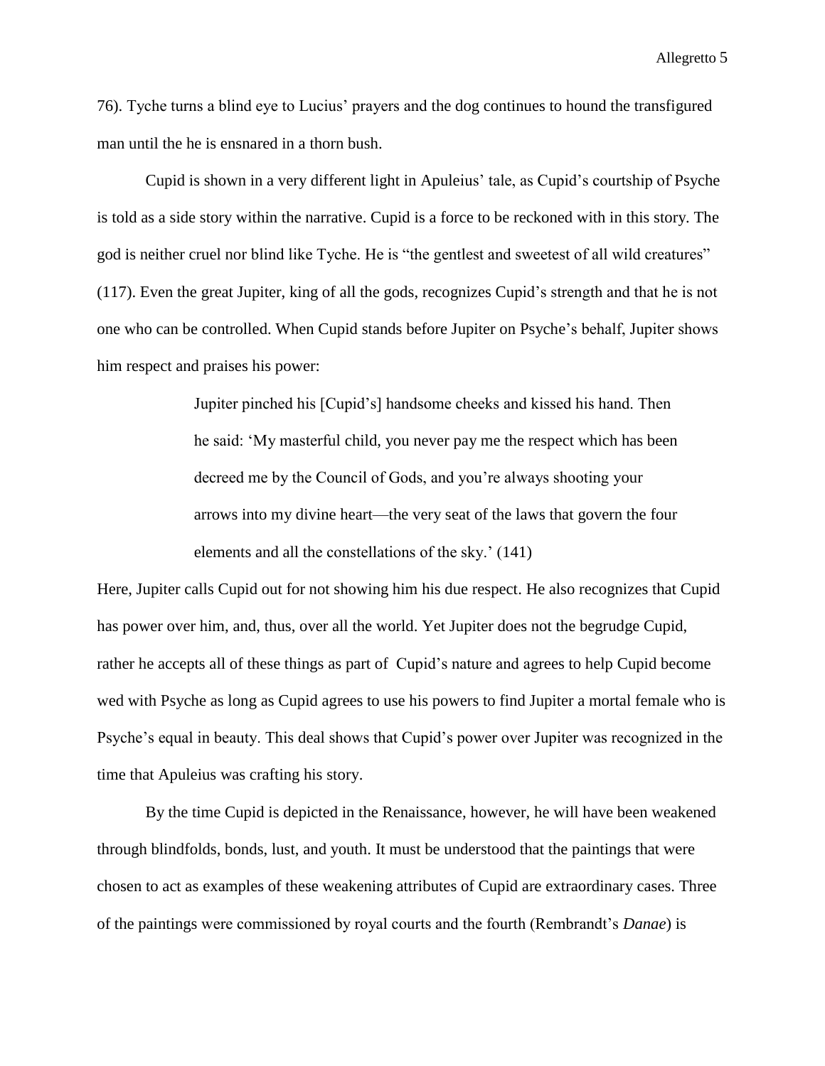76). Tyche turns a blind eye to Lucius' prayers and the dog continues to hound the transfigured man until the he is ensnared in a thorn bush.

Cupid is shown in a very different light in Apuleius' tale, as Cupid's courtship of Psyche is told as a side story within the narrative. Cupid is a force to be reckoned with in this story. The god is neither cruel nor blind like Tyche. He is "the gentlest and sweetest of all wild creatures" (117). Even the great Jupiter, king of all the gods, recognizes Cupid's strength and that he is not one who can be controlled. When Cupid stands before Jupiter on Psyche's behalf, Jupiter shows him respect and praises his power:

> Jupiter pinched his [Cupid's] handsome cheeks and kissed his hand. Then he said: 'My masterful child, you never pay me the respect which has been decreed me by the Council of Gods, and you're always shooting your arrows into my divine heart—the very seat of the laws that govern the four elements and all the constellations of the sky.' (141)

Here, Jupiter calls Cupid out for not showing him his due respect. He also recognizes that Cupid has power over him, and, thus, over all the world. Yet Jupiter does not the begrudge Cupid, rather he accepts all of these things as part of Cupid's nature and agrees to help Cupid become wed with Psyche as long as Cupid agrees to use his powers to find Jupiter a mortal female who is Psyche's equal in beauty. This deal shows that Cupid's power over Jupiter was recognized in the time that Apuleius was crafting his story.

By the time Cupid is depicted in the Renaissance, however, he will have been weakened through blindfolds, bonds, lust, and youth. It must be understood that the paintings that were chosen to act as examples of these weakening attributes of Cupid are extraordinary cases. Three of the paintings were commissioned by royal courts and the fourth (Rembrandt's *Danae*) is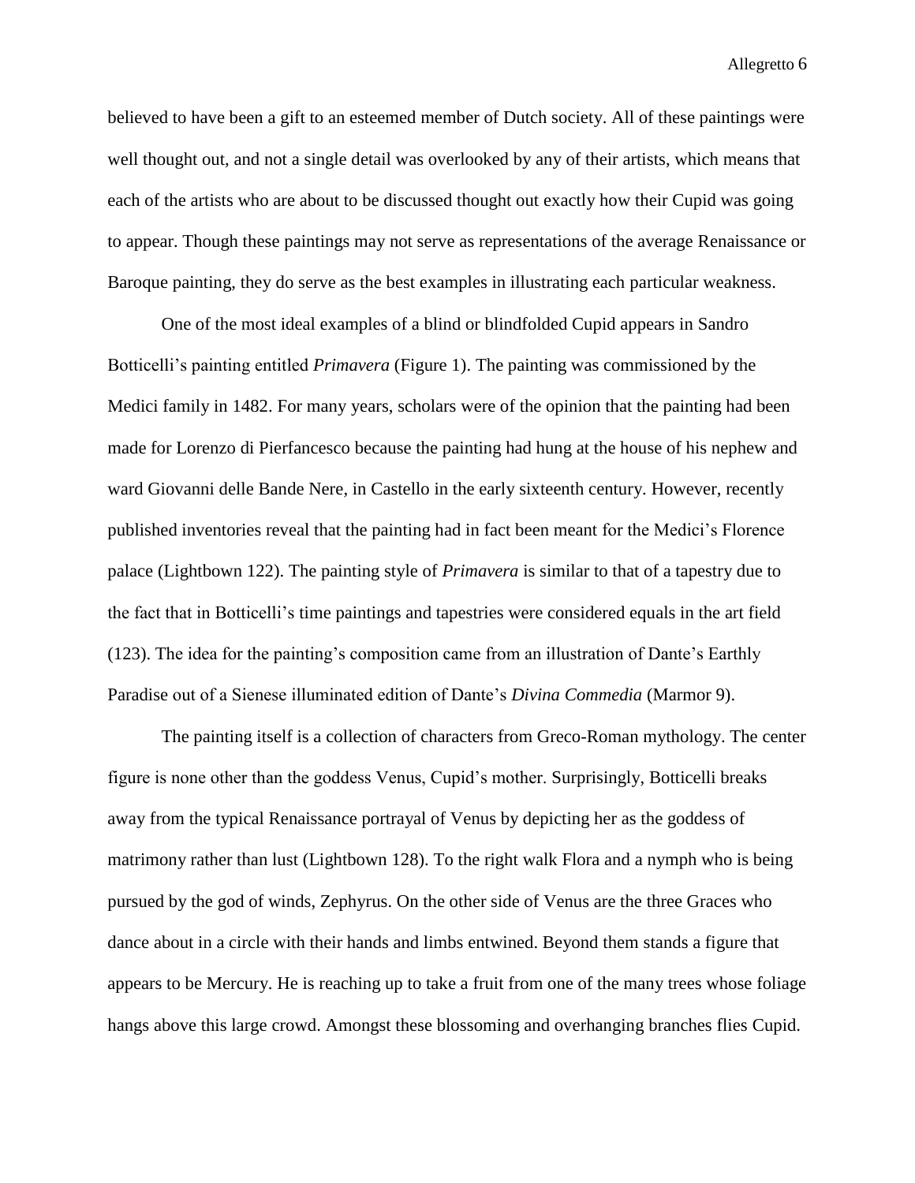believed to have been a gift to an esteemed member of Dutch society. All of these paintings were well thought out, and not a single detail was overlooked by any of their artists, which means that each of the artists who are about to be discussed thought out exactly how their Cupid was going to appear. Though these paintings may not serve as representations of the average Renaissance or Baroque painting, they do serve as the best examples in illustrating each particular weakness.

One of the most ideal examples of a blind or blindfolded Cupid appears in Sandro Botticelli's painting entitled *Primavera* (Figure 1). The painting was commissioned by the Medici family in 1482. For many years, scholars were of the opinion that the painting had been made for Lorenzo di Pierfancesco because the painting had hung at the house of his nephew and ward Giovanni delle Bande Nere, in Castello in the early sixteenth century. However, recently published inventories reveal that the painting had in fact been meant for the Medici's Florence palace (Lightbown 122). The painting style of *Primavera* is similar to that of a tapestry due to the fact that in Botticelli's time paintings and tapestries were considered equals in the art field (123). The idea for the painting's composition came from an illustration of Dante's Earthly Paradise out of a Sienese illuminated edition of Dante's *Divina Commedia* (Marmor 9).

The painting itself is a collection of characters from Greco-Roman mythology. The center figure is none other than the goddess Venus, Cupid's mother. Surprisingly, Botticelli breaks away from the typical Renaissance portrayal of Venus by depicting her as the goddess of matrimony rather than lust (Lightbown 128). To the right walk Flora and a nymph who is being pursued by the god of winds, Zephyrus. On the other side of Venus are the three Graces who dance about in a circle with their hands and limbs entwined. Beyond them stands a figure that appears to be Mercury. He is reaching up to take a fruit from one of the many trees whose foliage hangs above this large crowd. Amongst these blossoming and overhanging branches flies Cupid.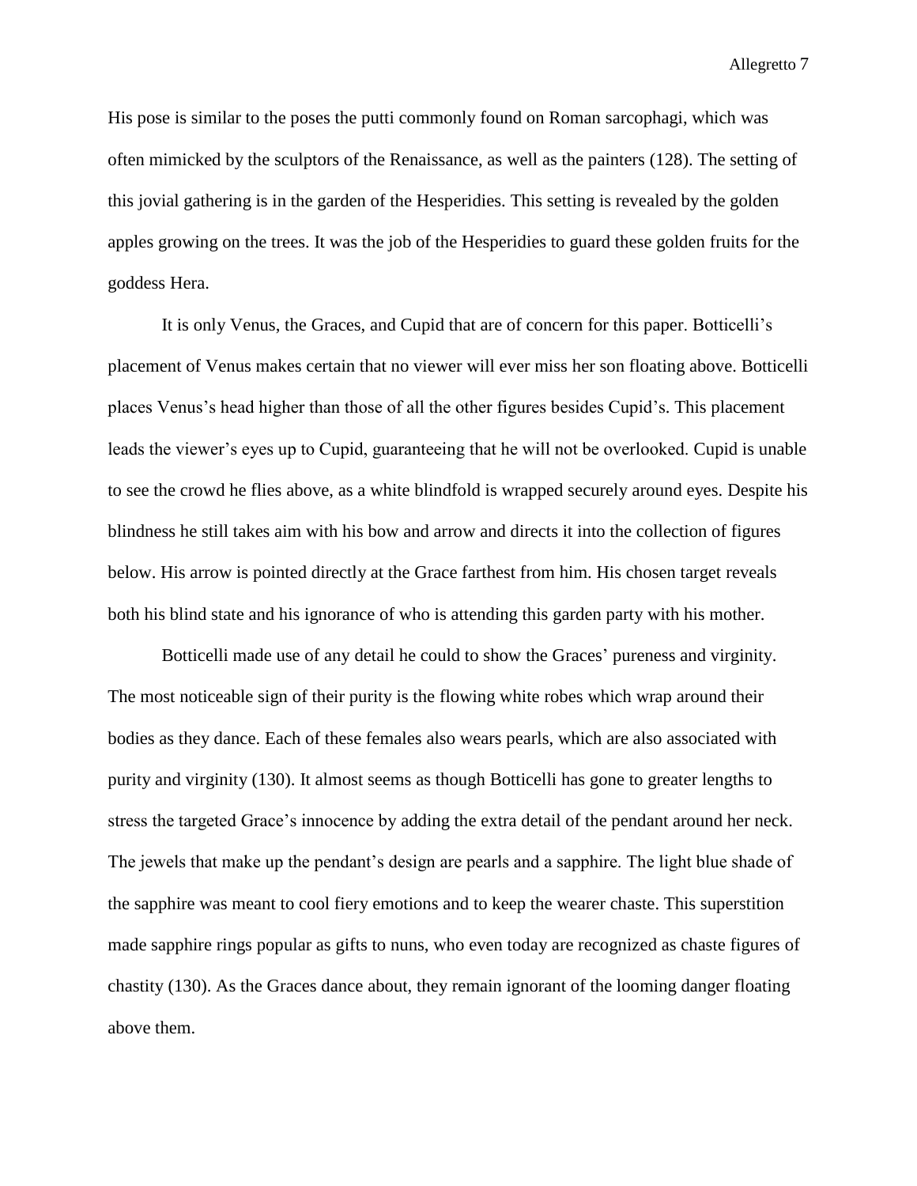His pose is similar to the poses the putti commonly found on Roman sarcophagi, which was often mimicked by the sculptors of the Renaissance, as well as the painters (128). The setting of this jovial gathering is in the garden of the Hesperidies. This setting is revealed by the golden apples growing on the trees. It was the job of the Hesperidies to guard these golden fruits for the goddess Hera.

It is only Venus, the Graces, and Cupid that are of concern for this paper. Botticelli's placement of Venus makes certain that no viewer will ever miss her son floating above. Botticelli places Venus's head higher than those of all the other figures besides Cupid's. This placement leads the viewer's eyes up to Cupid, guaranteeing that he will not be overlooked. Cupid is unable to see the crowd he flies above, as a white blindfold is wrapped securely around eyes. Despite his blindness he still takes aim with his bow and arrow and directs it into the collection of figures below. His arrow is pointed directly at the Grace farthest from him. His chosen target reveals both his blind state and his ignorance of who is attending this garden party with his mother.

Botticelli made use of any detail he could to show the Graces' pureness and virginity. The most noticeable sign of their purity is the flowing white robes which wrap around their bodies as they dance. Each of these females also wears pearls, which are also associated with purity and virginity (130). It almost seems as though Botticelli has gone to greater lengths to stress the targeted Grace's innocence by adding the extra detail of the pendant around her neck. The jewels that make up the pendant's design are pearls and a sapphire. The light blue shade of the sapphire was meant to cool fiery emotions and to keep the wearer chaste. This superstition made sapphire rings popular as gifts to nuns, who even today are recognized as chaste figures of chastity (130). As the Graces dance about, they remain ignorant of the looming danger floating above them.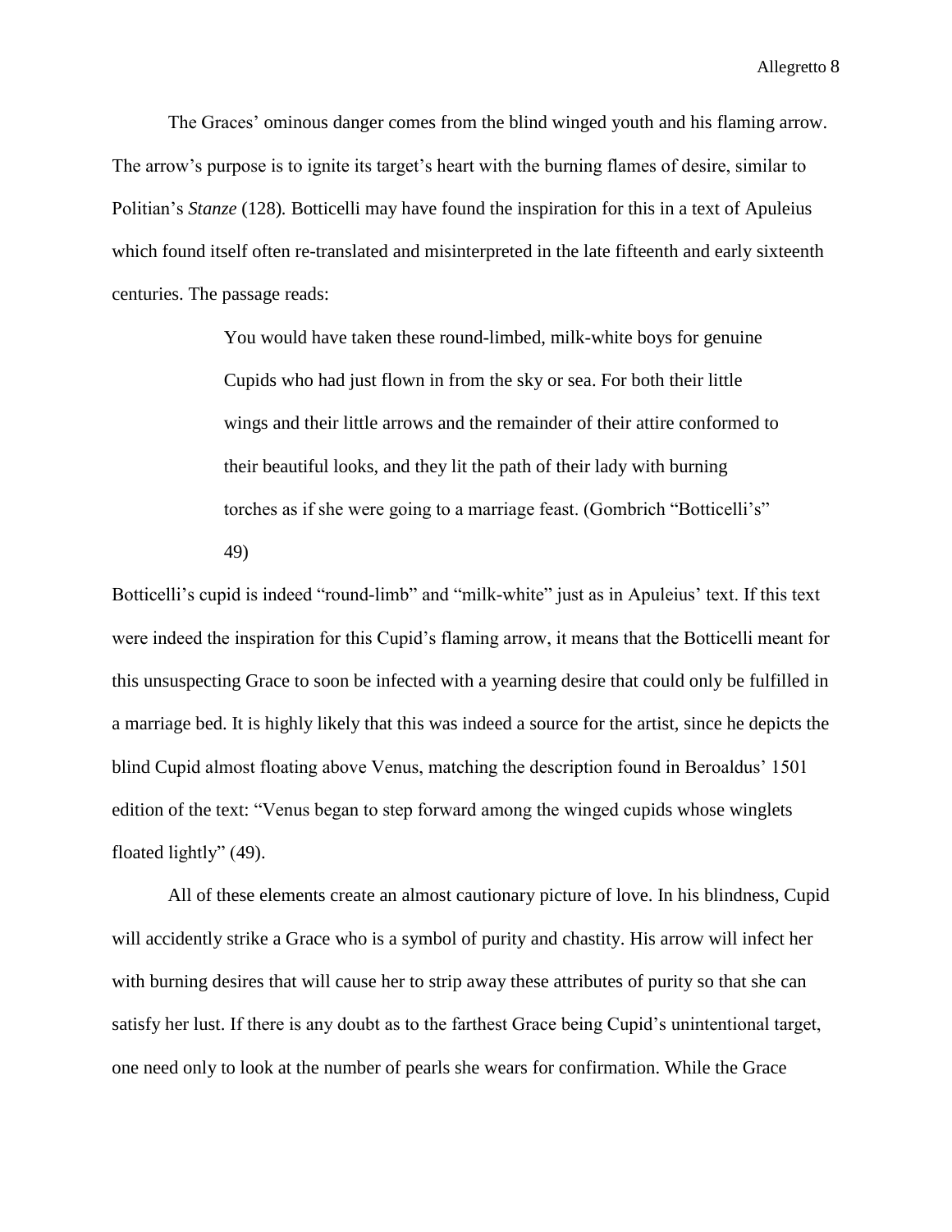The Graces' ominous danger comes from the blind winged youth and his flaming arrow. The arrow's purpose is to ignite its target's heart with the burning flames of desire, similar to Politian's *Stanze* (128). Botticelli may have found the inspiration for this in a text of Apuleius which found itself often re-translated and misinterpreted in the late fifteenth and early sixteenth centuries. The passage reads:

> You would have taken these round-limbed, milk-white boys for genuine Cupids who had just flown in from the sky or sea. For both their little wings and their little arrows and the remainder of their attire conformed to their beautiful looks, and they lit the path of their lady with burning torches as if she were going to a marriage feast. (Gombrich "Botticelli's" 49)

Botticelli's cupid is indeed "round-limb" and "milk-white" just as in Apuleius' text. If this text were indeed the inspiration for this Cupid's flaming arrow, it means that the Botticelli meant for this unsuspecting Grace to soon be infected with a yearning desire that could only be fulfilled in a marriage bed. It is highly likely that this was indeed a source for the artist, since he depicts the blind Cupid almost floating above Venus, matching the description found in Beroaldus' 1501 edition of the text: "Venus began to step forward among the winged cupids whose winglets floated lightly" (49).

All of these elements create an almost cautionary picture of love. In his blindness, Cupid will accidently strike a Grace who is a symbol of purity and chastity. His arrow will infect her with burning desires that will cause her to strip away these attributes of purity so that she can satisfy her lust. If there is any doubt as to the farthest Grace being Cupid's unintentional target, one need only to look at the number of pearls she wears for confirmation. While the Grace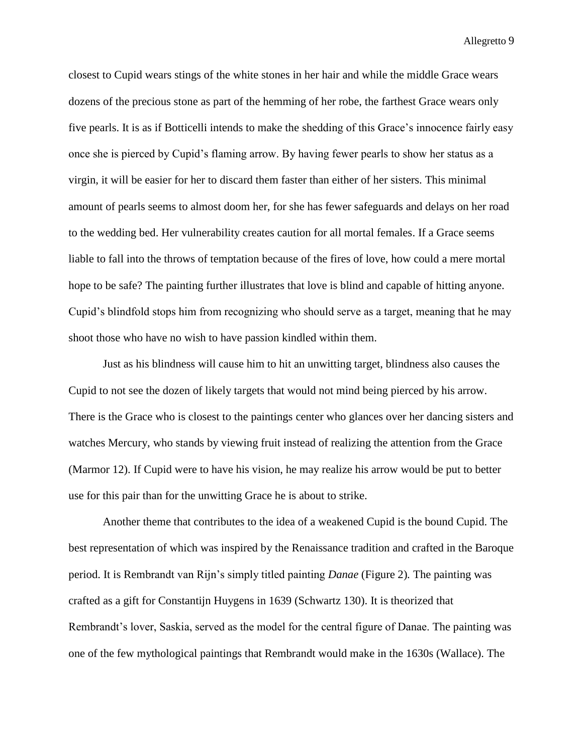closest to Cupid wears stings of the white stones in her hair and while the middle Grace wears dozens of the precious stone as part of the hemming of her robe, the farthest Grace wears only five pearls. It is as if Botticelli intends to make the shedding of this Grace's innocence fairly easy once she is pierced by Cupid's flaming arrow. By having fewer pearls to show her status as a virgin, it will be easier for her to discard them faster than either of her sisters. This minimal amount of pearls seems to almost doom her, for she has fewer safeguards and delays on her road to the wedding bed. Her vulnerability creates caution for all mortal females. If a Grace seems liable to fall into the throws of temptation because of the fires of love, how could a mere mortal hope to be safe? The painting further illustrates that love is blind and capable of hitting anyone. Cupid's blindfold stops him from recognizing who should serve as a target, meaning that he may shoot those who have no wish to have passion kindled within them.

Just as his blindness will cause him to hit an unwitting target, blindness also causes the Cupid to not see the dozen of likely targets that would not mind being pierced by his arrow. There is the Grace who is closest to the paintings center who glances over her dancing sisters and watches Mercury, who stands by viewing fruit instead of realizing the attention from the Grace (Marmor 12). If Cupid were to have his vision, he may realize his arrow would be put to better use for this pair than for the unwitting Grace he is about to strike.

Another theme that contributes to the idea of a weakened Cupid is the bound Cupid. The best representation of which was inspired by the Renaissance tradition and crafted in the Baroque period. It is Rembrandt van Rijn's simply titled painting *Danae* (Figure 2). The painting was crafted as a gift for Constantijn Huygens in 1639 (Schwartz 130). It is theorized that Rembrandt's lover, Saskia, served as the model for the central figure of Danae. The painting was one of the few mythological paintings that Rembrandt would make in the 1630s (Wallace). The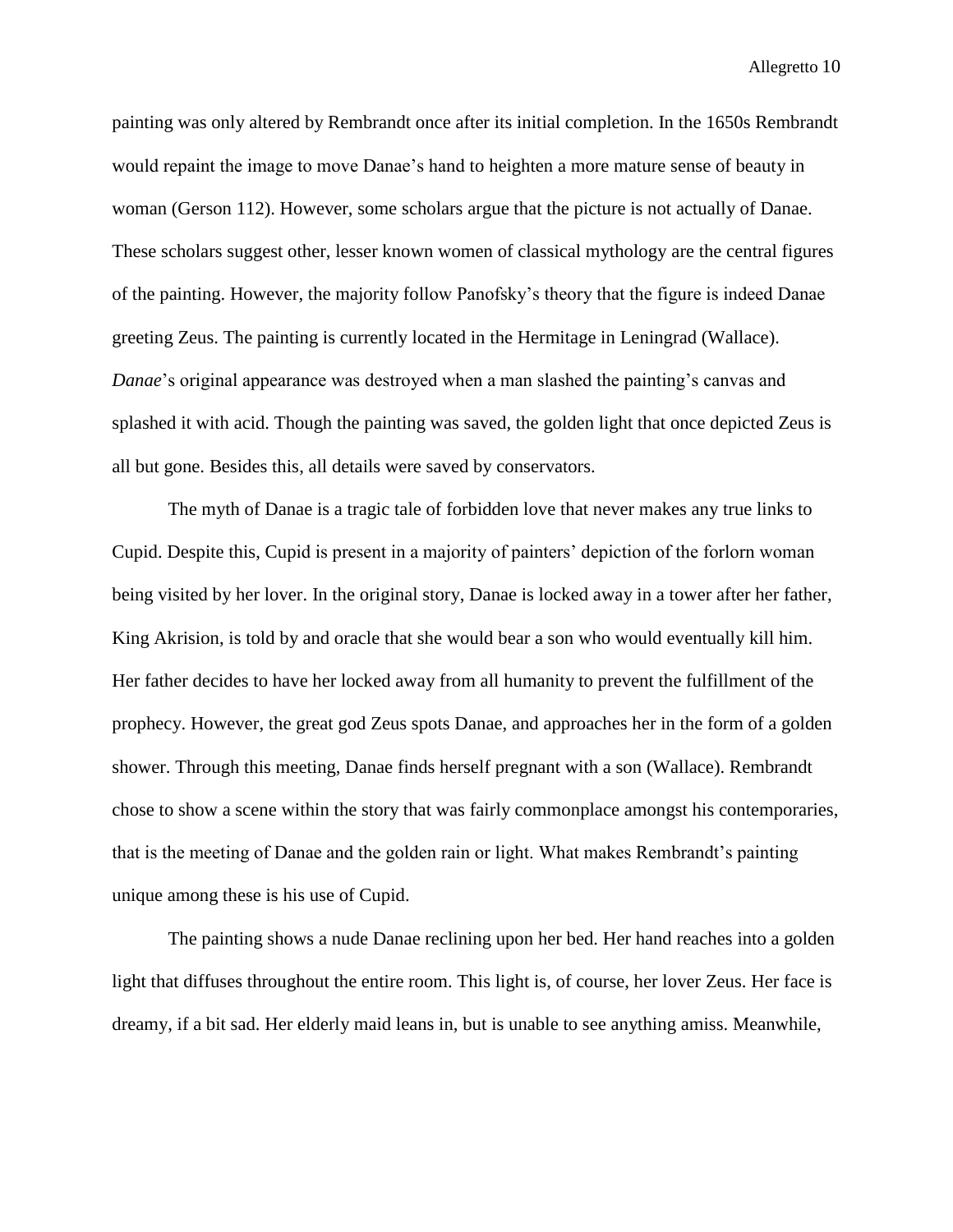painting was only altered by Rembrandt once after its initial completion. In the 1650s Rembrandt would repaint the image to move Danae's hand to heighten a more mature sense of beauty in woman (Gerson 112). However, some scholars argue that the picture is not actually of Danae. These scholars suggest other, lesser known women of classical mythology are the central figures of the painting. However, the majority follow Panofsky's theory that the figure is indeed Danae greeting Zeus. The painting is currently located in the Hermitage in Leningrad (Wallace). *Danae*'s original appearance was destroyed when a man slashed the painting's canvas and splashed it with acid. Though the painting was saved, the golden light that once depicted Zeus is all but gone. Besides this, all details were saved by conservators.

The myth of Danae is a tragic tale of forbidden love that never makes any true links to Cupid. Despite this, Cupid is present in a majority of painters' depiction of the forlorn woman being visited by her lover. In the original story, Danae is locked away in a tower after her father, King Akrision, is told by and oracle that she would bear a son who would eventually kill him. Her father decides to have her locked away from all humanity to prevent the fulfillment of the prophecy. However, the great god Zeus spots Danae, and approaches her in the form of a golden shower. Through this meeting, Danae finds herself pregnant with a son (Wallace). Rembrandt chose to show a scene within the story that was fairly commonplace amongst his contemporaries, that is the meeting of Danae and the golden rain or light. What makes Rembrandt's painting unique among these is his use of Cupid.

The painting shows a nude Danae reclining upon her bed. Her hand reaches into a golden light that diffuses throughout the entire room. This light is, of course, her lover Zeus. Her face is dreamy, if a bit sad. Her elderly maid leans in, but is unable to see anything amiss. Meanwhile,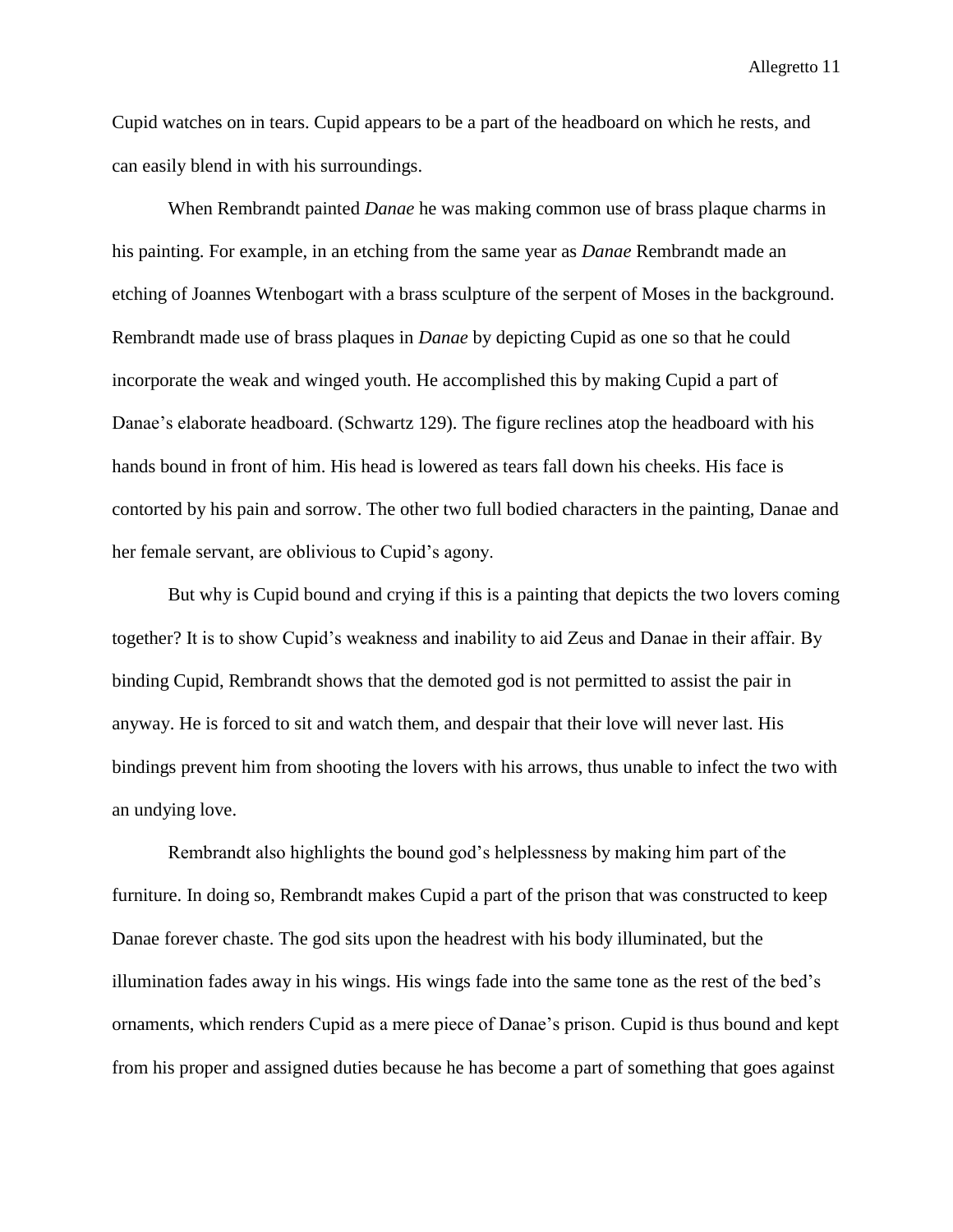Cupid watches on in tears. Cupid appears to be a part of the headboard on which he rests, and can easily blend in with his surroundings.

When Rembrandt painted *Danae* he was making common use of brass plaque charms in his painting. For example, in an etching from the same year as *Danae* Rembrandt made an etching of Joannes Wtenbogart with a brass sculpture of the serpent of Moses in the background. Rembrandt made use of brass plaques in *Danae* by depicting Cupid as one so that he could incorporate the weak and winged youth. He accomplished this by making Cupid a part of Danae's elaborate headboard. (Schwartz 129). The figure reclines atop the headboard with his hands bound in front of him. His head is lowered as tears fall down his cheeks. His face is contorted by his pain and sorrow. The other two full bodied characters in the painting, Danae and her female servant, are oblivious to Cupid's agony.

But why is Cupid bound and crying if this is a painting that depicts the two lovers coming together? It is to show Cupid's weakness and inability to aid Zeus and Danae in their affair. By binding Cupid, Rembrandt shows that the demoted god is not permitted to assist the pair in anyway. He is forced to sit and watch them, and despair that their love will never last. His bindings prevent him from shooting the lovers with his arrows, thus unable to infect the two with an undying love.

Rembrandt also highlights the bound god's helplessness by making him part of the furniture. In doing so, Rembrandt makes Cupid a part of the prison that was constructed to keep Danae forever chaste. The god sits upon the headrest with his body illuminated, but the illumination fades away in his wings. His wings fade into the same tone as the rest of the bed's ornaments, which renders Cupid as a mere piece of Danae's prison. Cupid is thus bound and kept from his proper and assigned duties because he has become a part of something that goes against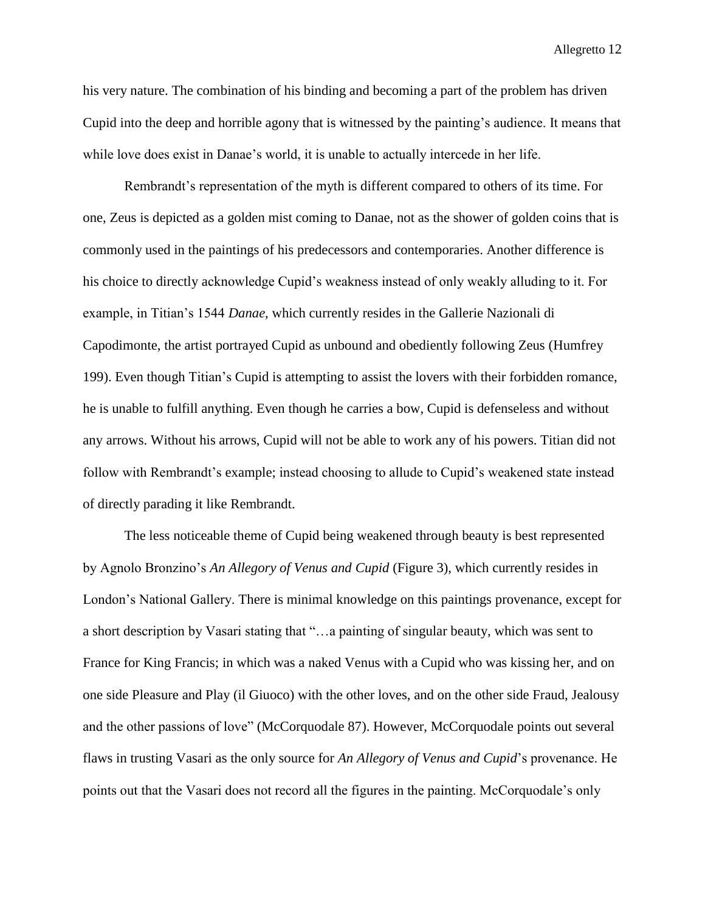his very nature. The combination of his binding and becoming a part of the problem has driven Cupid into the deep and horrible agony that is witnessed by the painting's audience. It means that while love does exist in Danae's world, it is unable to actually intercede in her life.

Rembrandt's representation of the myth is different compared to others of its time. For one, Zeus is depicted as a golden mist coming to Danae, not as the shower of golden coins that is commonly used in the paintings of his predecessors and contemporaries. Another difference is his choice to directly acknowledge Cupid's weakness instead of only weakly alluding to it. For example, in Titian's 1544 *Danae*, which currently resides in the Gallerie Nazionali di Capodimonte, the artist portrayed Cupid as unbound and obediently following Zeus (Humfrey 199). Even though Titian's Cupid is attempting to assist the lovers with their forbidden romance, he is unable to fulfill anything. Even though he carries a bow, Cupid is defenseless and without any arrows. Without his arrows, Cupid will not be able to work any of his powers. Titian did not follow with Rembrandt's example; instead choosing to allude to Cupid's weakened state instead of directly parading it like Rembrandt.

The less noticeable theme of Cupid being weakened through beauty is best represented by Agnolo Bronzino's *An Allegory of Venus and Cupid* (Figure 3), which currently resides in London's National Gallery. There is minimal knowledge on this paintings provenance, except for a short description by Vasari stating that "…a painting of singular beauty, which was sent to France for King Francis; in which was a naked Venus with a Cupid who was kissing her, and on one side Pleasure and Play (il Giuoco) with the other loves, and on the other side Fraud, Jealousy and the other passions of love" (McCorquodale 87). However, McCorquodale points out several flaws in trusting Vasari as the only source for *An Allegory of Venus and Cupid*'s provenance. He points out that the Vasari does not record all the figures in the painting. McCorquodale's only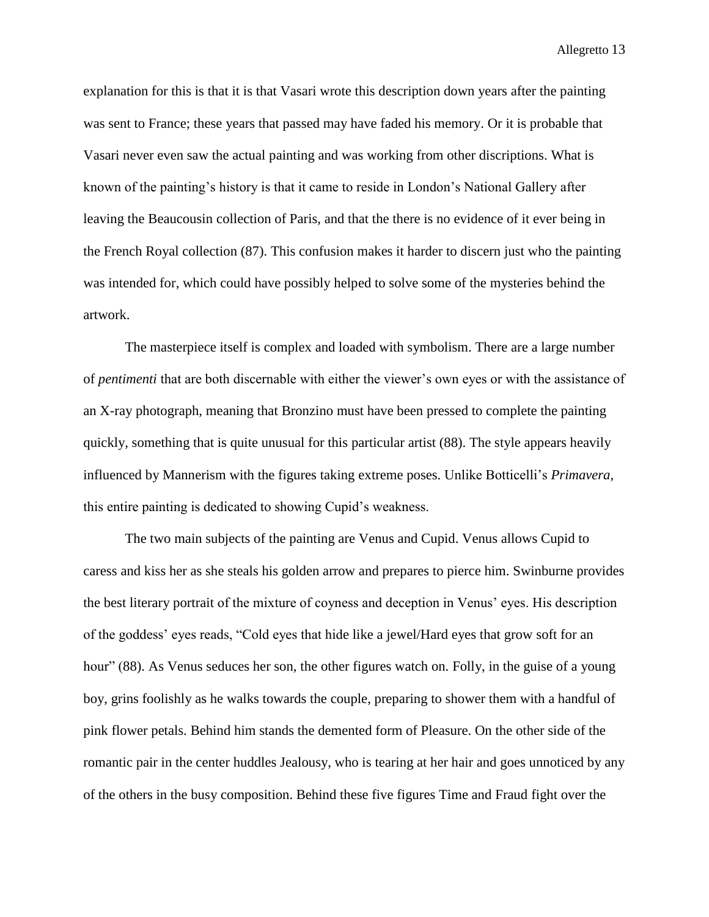explanation for this is that it is that Vasari wrote this description down years after the painting was sent to France; these years that passed may have faded his memory. Or it is probable that Vasari never even saw the actual painting and was working from other discriptions. What is known of the painting's history is that it came to reside in London's National Gallery after leaving the Beaucousin collection of Paris, and that the there is no evidence of it ever being in the French Royal collection (87). This confusion makes it harder to discern just who the painting was intended for, which could have possibly helped to solve some of the mysteries behind the artwork.

The masterpiece itself is complex and loaded with symbolism. There are a large number of *pentimenti* that are both discernable with either the viewer's own eyes or with the assistance of an X-ray photograph, meaning that Bronzino must have been pressed to complete the painting quickly, something that is quite unusual for this particular artist (88). The style appears heavily influenced by Mannerism with the figures taking extreme poses. Unlike Botticelli's *Primavera*, this entire painting is dedicated to showing Cupid's weakness.

The two main subjects of the painting are Venus and Cupid. Venus allows Cupid to caress and kiss her as she steals his golden arrow and prepares to pierce him. Swinburne provides the best literary portrait of the mixture of coyness and deception in Venus' eyes. His description of the goddess' eyes reads, "Cold eyes that hide like a jewel/Hard eyes that grow soft for an hour" (88). As Venus seduces her son, the other figures watch on. Folly, in the guise of a young boy, grins foolishly as he walks towards the couple, preparing to shower them with a handful of pink flower petals. Behind him stands the demented form of Pleasure. On the other side of the romantic pair in the center huddles Jealousy, who is tearing at her hair and goes unnoticed by any of the others in the busy composition. Behind these five figures Time and Fraud fight over the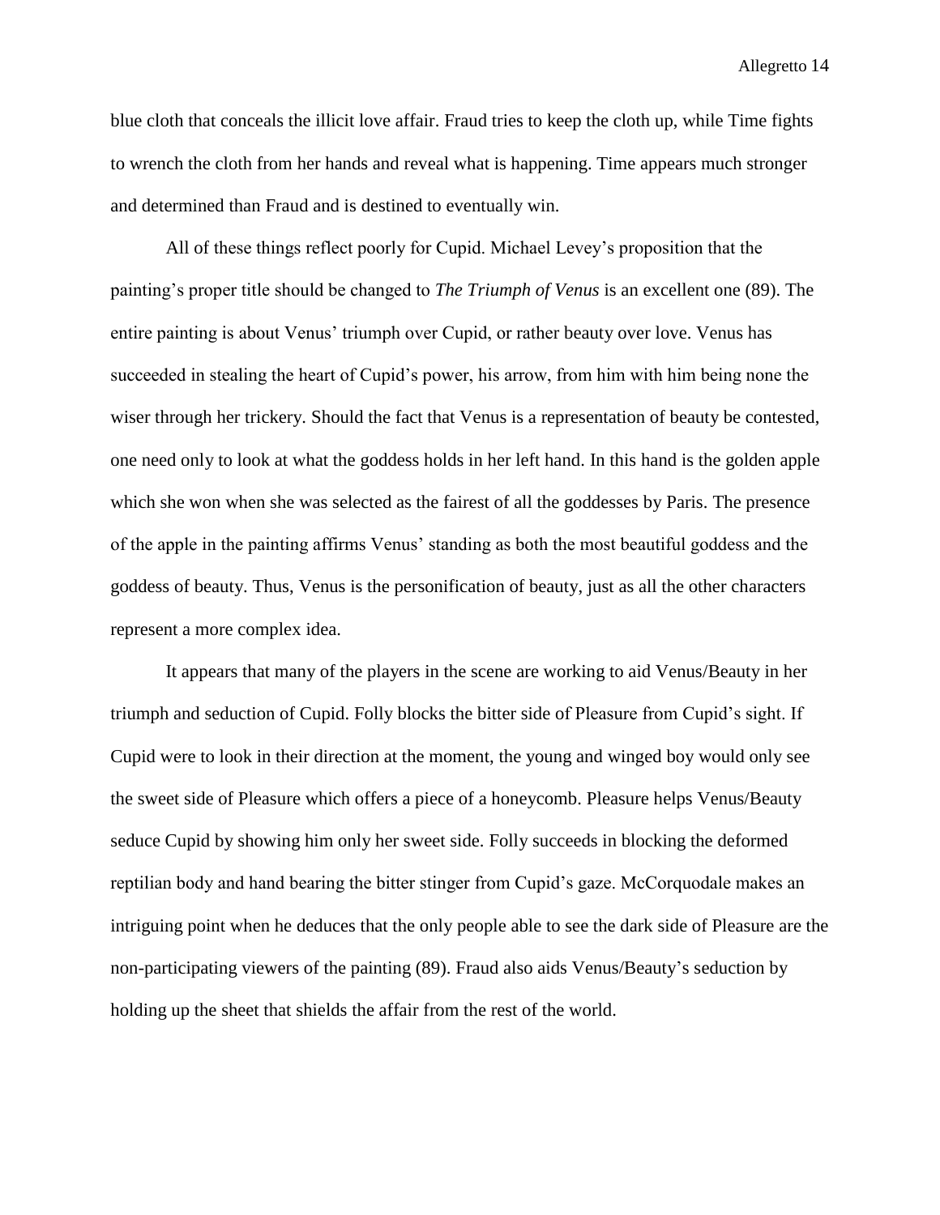blue cloth that conceals the illicit love affair. Fraud tries to keep the cloth up, while Time fights to wrench the cloth from her hands and reveal what is happening. Time appears much stronger and determined than Fraud and is destined to eventually win.

All of these things reflect poorly for Cupid. Michael Levey's proposition that the painting's proper title should be changed to *The Triumph of Venus* is an excellent one (89). The entire painting is about Venus' triumph over Cupid, or rather beauty over love. Venus has succeeded in stealing the heart of Cupid's power, his arrow, from him with him being none the wiser through her trickery. Should the fact that Venus is a representation of beauty be contested, one need only to look at what the goddess holds in her left hand. In this hand is the golden apple which she won when she was selected as the fairest of all the goddesses by Paris. The presence of the apple in the painting affirms Venus' standing as both the most beautiful goddess and the goddess of beauty. Thus, Venus is the personification of beauty, just as all the other characters represent a more complex idea.

It appears that many of the players in the scene are working to aid Venus/Beauty in her triumph and seduction of Cupid. Folly blocks the bitter side of Pleasure from Cupid's sight. If Cupid were to look in their direction at the moment, the young and winged boy would only see the sweet side of Pleasure which offers a piece of a honeycomb. Pleasure helps Venus/Beauty seduce Cupid by showing him only her sweet side. Folly succeeds in blocking the deformed reptilian body and hand bearing the bitter stinger from Cupid's gaze. McCorquodale makes an intriguing point when he deduces that the only people able to see the dark side of Pleasure are the non-participating viewers of the painting (89). Fraud also aids Venus/Beauty's seduction by holding up the sheet that shields the affair from the rest of the world.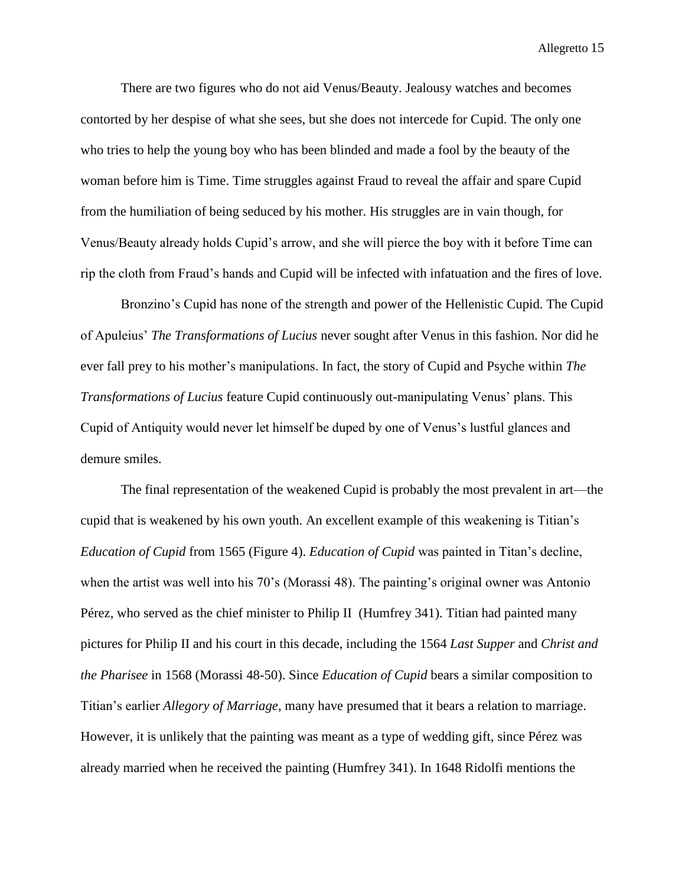There are two figures who do not aid Venus/Beauty. Jealousy watches and becomes contorted by her despise of what she sees, but she does not intercede for Cupid. The only one who tries to help the young boy who has been blinded and made a fool by the beauty of the woman before him is Time. Time struggles against Fraud to reveal the affair and spare Cupid from the humiliation of being seduced by his mother. His struggles are in vain though, for Venus/Beauty already holds Cupid's arrow, and she will pierce the boy with it before Time can rip the cloth from Fraud's hands and Cupid will be infected with infatuation and the fires of love.

Bronzino's Cupid has none of the strength and power of the Hellenistic Cupid. The Cupid of Apuleius' *The Transformations of Lucius* never sought after Venus in this fashion. Nor did he ever fall prey to his mother's manipulations. In fact, the story of Cupid and Psyche within *The Transformations of Lucius* feature Cupid continuously out-manipulating Venus' plans. This Cupid of Antiquity would never let himself be duped by one of Venus's lustful glances and demure smiles.

The final representation of the weakened Cupid is probably the most prevalent in art—the cupid that is weakened by his own youth. An excellent example of this weakening is Titian's *Education of Cupid* from 1565 (Figure 4). *Education of Cupid* was painted in Titan's decline, when the artist was well into his 70's (Morassi 48). The painting's original owner was Antonio Pérez, who served as the chief minister to Philip II (Humfrey 341). Titian had painted many pictures for Philip II and his court in this decade, including the 1564 *Last Supper* and *Christ and the Pharisee* in 1568 (Morassi 48-50). Since *Education of Cupid* bears a similar composition to Titian's earlier *Allegory of Marriage*, many have presumed that it bears a relation to marriage. However, it is unlikely that the painting was meant as a type of wedding gift, since Pérez was already married when he received the painting (Humfrey 341). In 1648 Ridolfi mentions the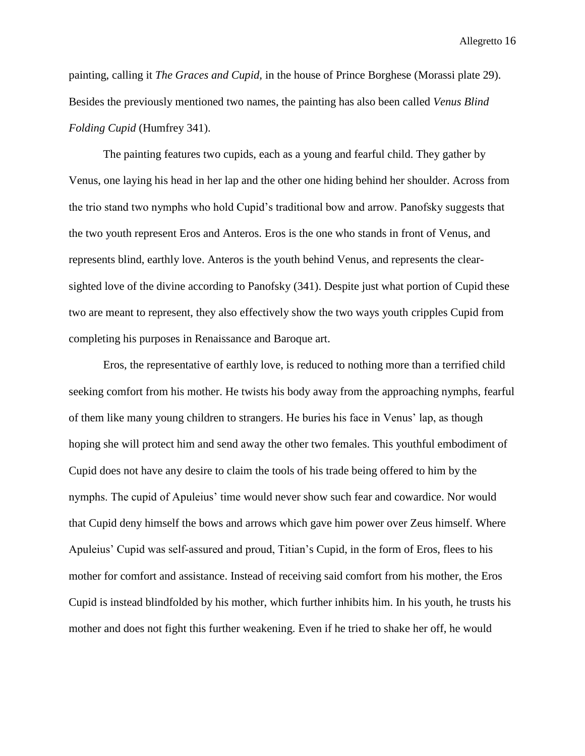painting, calling it *The Graces and Cupid,* in the house of Prince Borghese (Morassi plate 29). Besides the previously mentioned two names, the painting has also been called *Venus Blind Folding Cupid* (Humfrey 341).

The painting features two cupids, each as a young and fearful child. They gather by Venus, one laying his head in her lap and the other one hiding behind her shoulder. Across from the trio stand two nymphs who hold Cupid's traditional bow and arrow. Panofsky suggests that the two youth represent Eros and Anteros. Eros is the one who stands in front of Venus, and represents blind, earthly love. Anteros is the youth behind Venus, and represents the clear-sighted love of the divine according to Panofsky (341). Despite just what portion of Cupid these two are meant to represent, they also effectively show the two ways youth cripples Cupid from completing his purposes in Renaissance and Baroque art.

Eros, the representative of earthly love, is reduced to nothing more than a terrified child seeking comfort from his mother. He twists his body away from the approaching nymphs, fearful of them like many young children to strangers. He buries his face in Venus' lap, as though hoping she will protect him and send away the other two females. This youthful embodiment of Cupid does not have any desire to claim the tools of his trade being offered to him by the nymphs. The cupid of Apuleius' time would never show such fear and cowardice. Nor would that Cupid deny himself the bows and arrows which gave him power over Zeus himself. Where Apuleius' Cupid was self-assured and proud, Titian's Cupid, in the form of Eros, flees to his mother for comfort and assistance. Instead of receiving said comfort from his mother, the Eros Cupid is instead blindfolded by his mother, which further inhibits him. In his youth, he trusts his mother and does not fight this further weakening. Even if he tried to shake her off, he would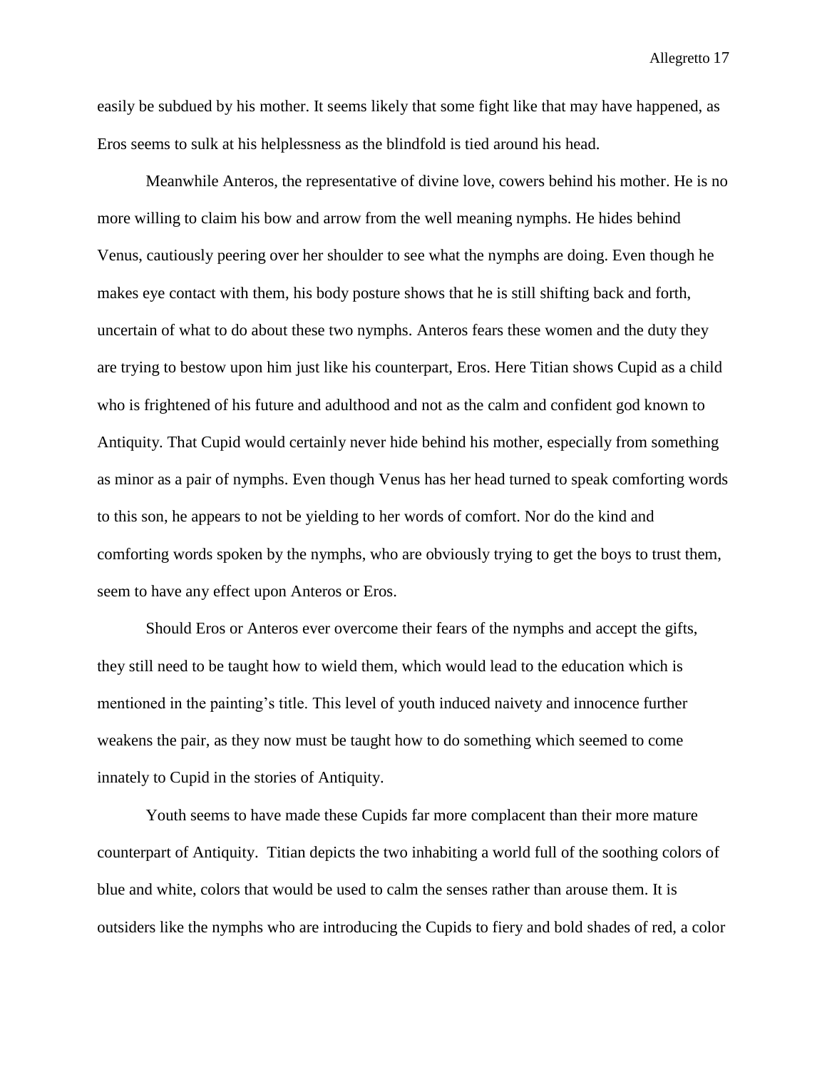easily be subdued by his mother. It seems likely that some fight like that may have happened, as Eros seems to sulk at his helplessness as the blindfold is tied around his head.

Meanwhile Anteros, the representative of divine love, cowers behind his mother. He is no more willing to claim his bow and arrow from the well meaning nymphs. He hides behind Venus, cautiously peering over her shoulder to see what the nymphs are doing. Even though he makes eye contact with them, his body posture shows that he is still shifting back and forth, uncertain of what to do about these two nymphs. Anteros fears these women and the duty they are trying to bestow upon him just like his counterpart, Eros. Here Titian shows Cupid as a child who is frightened of his future and adulthood and not as the calm and confident god known to Antiquity. That Cupid would certainly never hide behind his mother, especially from something as minor as a pair of nymphs. Even though Venus has her head turned to speak comforting words to this son, he appears to not be yielding to her words of comfort. Nor do the kind and comforting words spoken by the nymphs, who are obviously trying to get the boys to trust them, seem to have any effect upon Anteros or Eros.

Should Eros or Anteros ever overcome their fears of the nymphs and accept the gifts, they still need to be taught how to wield them, which would lead to the education which is mentioned in the painting's title. This level of youth induced naivety and innocence further weakens the pair, as they now must be taught how to do something which seemed to come innately to Cupid in the stories of Antiquity.

Youth seems to have made these Cupids far more complacent than their more mature counterpart of Antiquity. Titian depicts the two inhabiting a world full of the soothing colors of blue and white, colors that would be used to calm the senses rather than arouse them. It is outsiders like the nymphs who are introducing the Cupids to fiery and bold shades of red, a color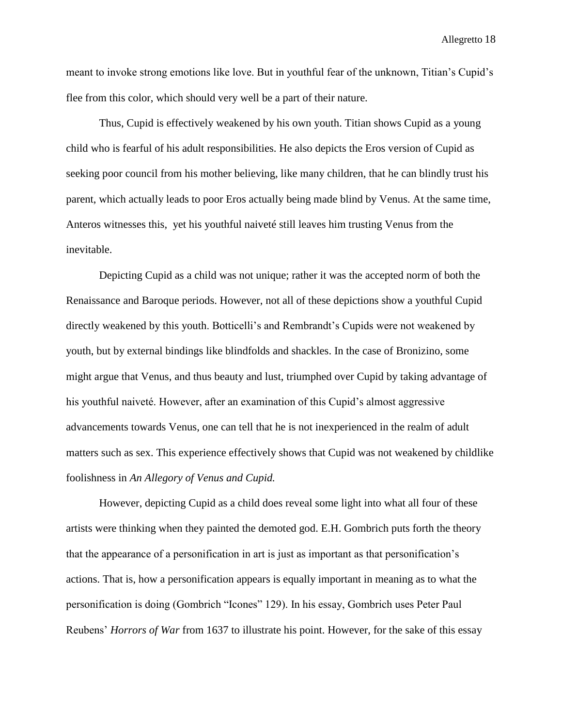meant to invoke strong emotions like love. But in youthful fear of the unknown, Titian's Cupid's flee from this color, which should very well be a part of their nature.

Thus, Cupid is effectively weakened by his own youth. Titian shows Cupid as a young child who is fearful of his adult responsibilities. He also depicts the Eros version of Cupid as seeking poor council from his mother believing, like many children, that he can blindly trust his parent, which actually leads to poor Eros actually being made blind by Venus. At the same time, Anteros witnesses this,  yet his youthful naiveté still leaves him trusting Venus from the inevitable.

Depicting Cupid as a child was not unique; rather it was the accepted norm of both the Renaissance and Baroque periods. However, not all of these depictions show a youthful Cupid directly weakened by this youth. Botticelli's and Rembrandt's Cupids were not weakened by youth, but by external bindings like blindfolds and shackles. In the case of Bronizino, some might argue that Venus, and thus beauty and lust, triumphed over Cupid by taking advantage of his youthful naiveté. However, after an examination of this Cupid's almost aggressive advancements towards Venus, one can tell that he is not inexperienced in the realm of adult matters such as sex. This experience effectively shows that Cupid was not weakened by childlike foolishness in *An Allegory of Venus and Cupid.*

However, depicting Cupid as a child does reveal some light into what all four of these artists were thinking when they painted the demoted god. E.H. Gombrich puts forth the theory that the appearance of a personification in art is just as important as that personification's actions. That is, how a personification appears is equally important in meaning as to what the personification is doing (Gombrich "Icones" 129). In his essay, Gombrich uses Peter Paul Reubens' *Horrors of War* from 1637 to illustrate his point. However, for the sake of this essay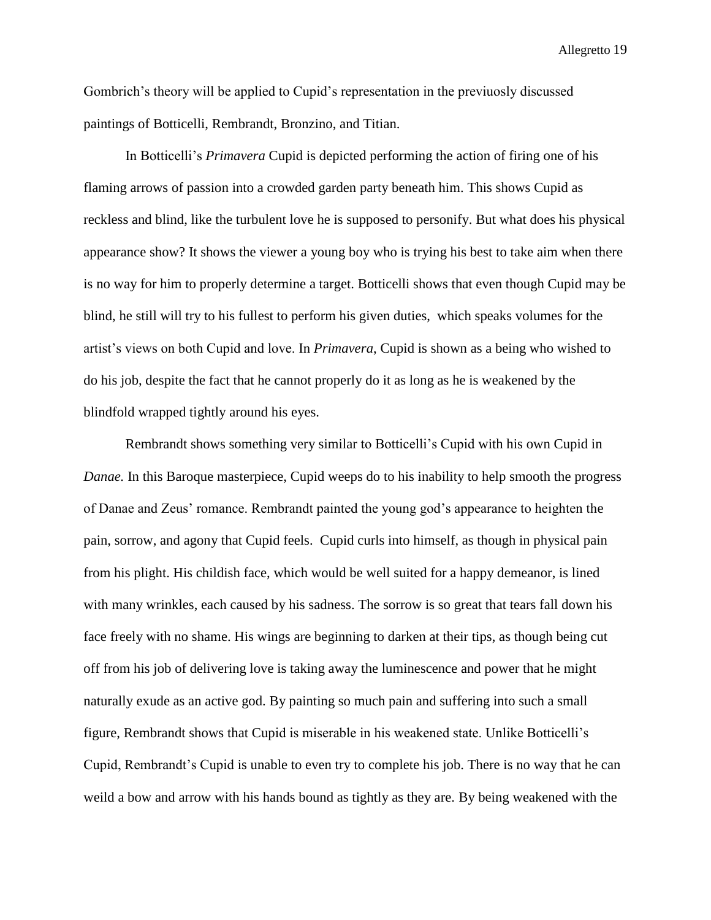Gombrich's theory will be applied to Cupid's representation in the previuosly discussed paintings of Botticelli, Rembrandt, Bronzino, and Titian.

In Botticelli's *Primavera* Cupid is depicted performing the action of firing one of his flaming arrows of passion into a crowded garden party beneath him. This shows Cupid as reckless and blind, like the turbulent love he is supposed to personify. But what does his physical appearance show? It shows the viewer a young boy who is trying his best to take aim when there is no way for him to properly determine a target. Botticelli shows that even though Cupid may be blind, he still will try to his fullest to perform his given duties, which speaks volumes for the artist's views on both Cupid and love. In *Primavera*, Cupid is shown as a being who wished to do his job, despite the fact that he cannot properly do it as long as he is weakened by the blindfold wrapped tightly around his eyes.

Rembrandt shows something very similar to Botticelli's Cupid with his own Cupid in *Danae.* In this Baroque masterpiece, Cupid weeps do to his inability to help smooth the progress of Danae and Zeus' romance. Rembrandt painted the young god's appearance to heighten the pain, sorrow, and agony that Cupid feels. Cupid curls into himself, as though in physical pain from his plight. His childish face, which would be well suited for a happy demeanor, is lined with many wrinkles, each caused by his sadness. The sorrow is so great that tears fall down his face freely with no shame. His wings are beginning to darken at their tips, as though being cut off from his job of delivering love is taking away the luminescence and power that he might naturally exude as an active god. By painting so much pain and suffering into such a small figure, Rembrandt shows that Cupid is miserable in his weakened state. Unlike Botticelli's Cupid, Rembrandt's Cupid is unable to even try to complete his job. There is no way that he can weild a bow and arrow with his hands bound as tightly as they are. By being weakened with the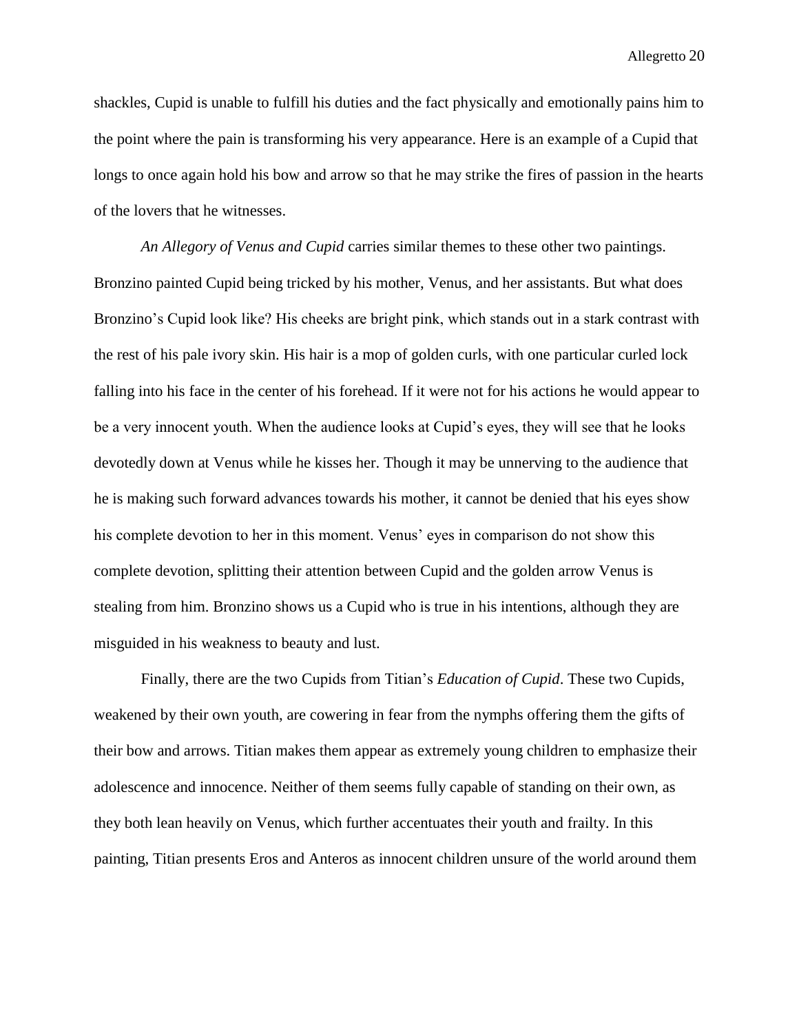shackles, Cupid is unable to fulfill his duties and the fact physically and emotionally pains him to the point where the pain is transforming his very appearance. Here is an example of a Cupid that longs to once again hold his bow and arrow so that he may strike the fires of passion in the hearts of the lovers that he witnesses.

*An Allegory of Venus and Cupid* carries similar themes to these other two paintings. Bronzino painted Cupid being tricked by his mother, Venus, and her assistants. But what does Bronzino's Cupid look like? His cheeks are bright pink, which stands out in a stark contrast with the rest of his pale ivory skin. His hair is a mop of golden curls, with one particular curled lock falling into his face in the center of his forehead. If it were not for his actions he would appear to be a very innocent youth. When the audience looks at Cupid's eyes, they will see that he looks devotedly down at Venus while he kisses her. Though it may be unnerving to the audience that he is making such forward advances towards his mother, it cannot be denied that his eyes show his complete devotion to her in this moment. Venus' eyes in comparison do not show this complete devotion, splitting their attention between Cupid and the golden arrow Venus is stealing from him. Bronzino shows us a Cupid who is true in his intentions, although they are misguided in his weakness to beauty and lust.

Finally, there are the two Cupids from Titian's *Education of Cupid*. These two Cupids, weakened by their own youth, are cowering in fear from the nymphs offering them the gifts of their bow and arrows. Titian makes them appear as extremely young children to emphasize their adolescence and innocence. Neither of them seems fully capable of standing on their own, as they both lean heavily on Venus, which further accentuates their youth and frailty. In this painting, Titian presents Eros and Anteros as innocent children unsure of the world around them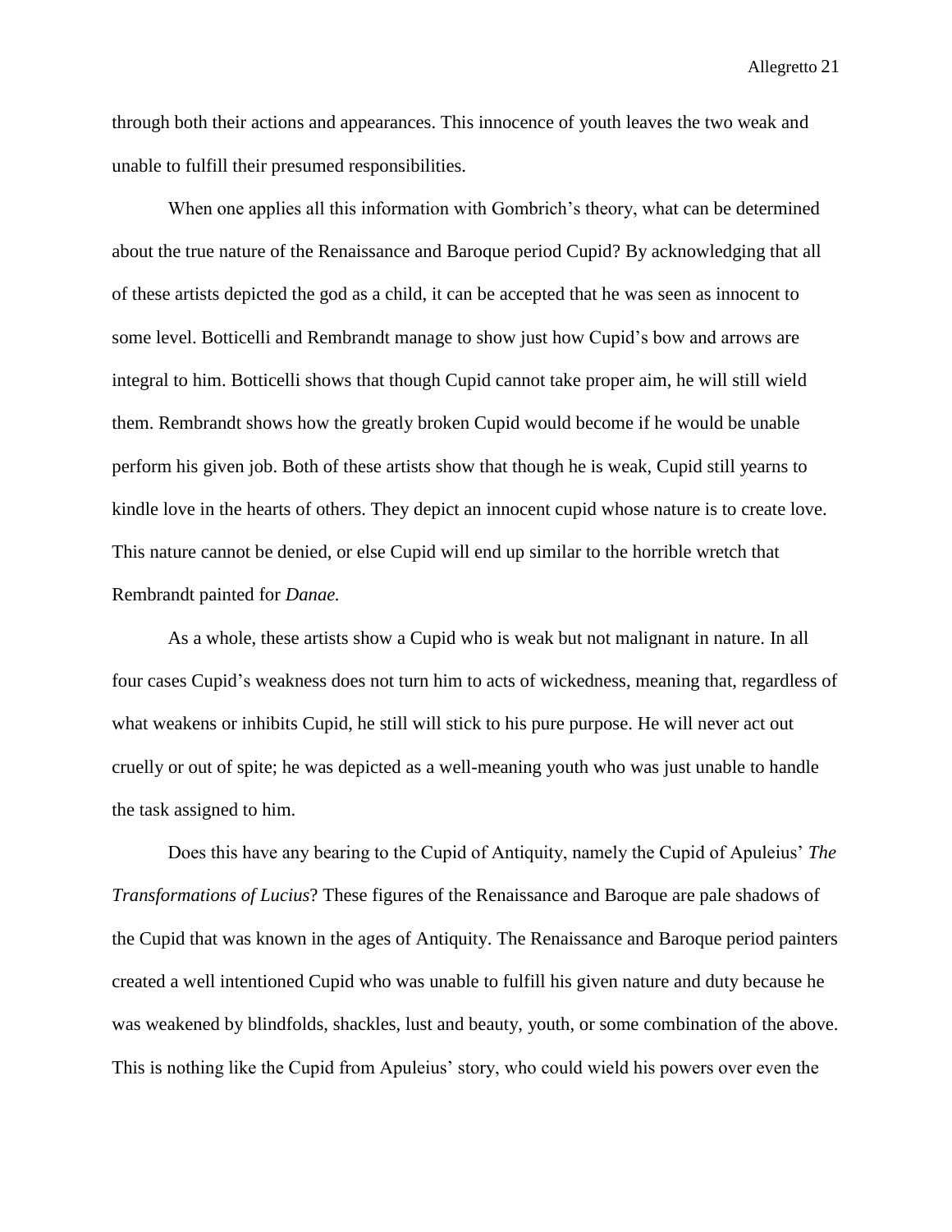through both their actions and appearances. This innocence of youth leaves the two weak and unable to fulfill their presumed responsibilities.

When one applies all this information with Gombrich's theory, what can be determined about the true nature of the Renaissance and Baroque period Cupid? By acknowledging that all of these artists depicted the god as a child, it can be accepted that he was seen as innocent to some level. Botticelli and Rembrandt manage to show just how Cupid's bow and arrows are integral to him. Botticelli shows that though Cupid cannot take proper aim, he will still wield them. Rembrandt shows how the greatly broken Cupid would become if he would be unable perform his given job. Both of these artists show that though he is weak, Cupid still yearns to kindle love in the hearts of others. They depict an innocent cupid whose nature is to create love. This nature cannot be denied, or else Cupid will end up similar to the horrible wretch that Rembrandt painted for *Danae.*

As a whole, these artists show a Cupid who is weak but not malignant in nature. In all four cases Cupid's weakness does not turn him to acts of wickedness, meaning that, regardless of what weakens or inhibits Cupid, he still will stick to his pure purpose. He will never act out cruelly or out of spite; he was depicted as a well-meaning youth who was just unable to handle the task assigned to him.

Does this have any bearing to the Cupid of Antiquity, namely the Cupid of Apuleius' *The Transformations of Lucius*? These figures of the Renaissance and Baroque are pale shadows of the Cupid that was known in the ages of Antiquity. The Renaissance and Baroque period painters created a well intentioned Cupid who was unable to fulfill his given nature and duty because he was weakened by blindfolds, shackles, lust and beauty, youth, or some combination of the above. This is nothing like the Cupid from Apuleius' story, who could wield his powers over even the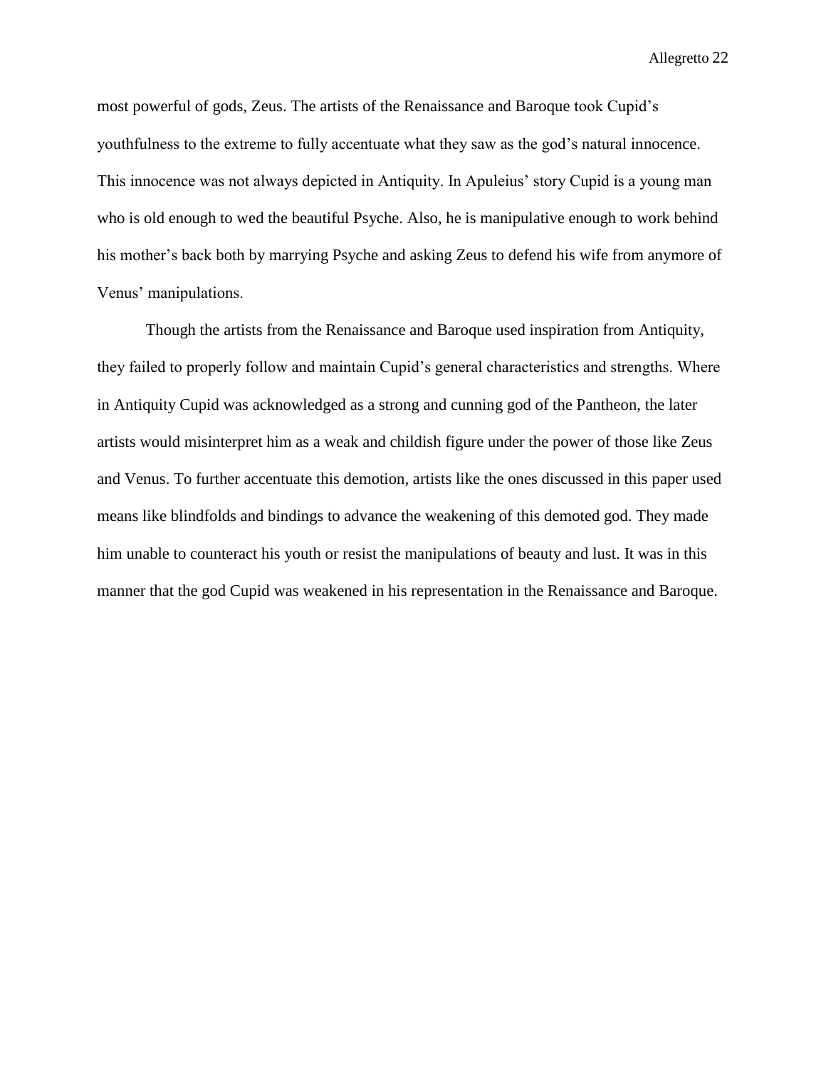most powerful of gods, Zeus. The artists of the Renaissance and Baroque took Cupid's youthfulness to the extreme to fully accentuate what they saw as the god's natural innocence. This innocence was not always depicted in Antiquity. In Apuleius' story Cupid is a young man who is old enough to wed the beautiful Psyche. Also, he is manipulative enough to work behind his mother's back both by marrying Psyche and asking Zeus to defend his wife from anymore of Venus' manipulations.

Though the artists from the Renaissance and Baroque used inspiration from Antiquity, they failed to properly follow and maintain Cupid's general characteristics and strengths. Where in Antiquity Cupid was acknowledged as a strong and cunning god of the Pantheon, the later artists would misinterpret him as a weak and childish figure under the power of those like Zeus and Venus. To further accentuate this demotion, artists like the ones discussed in this paper used means like blindfolds and bindings to advance the weakening of this demoted god. They made him unable to counteract his youth or resist the manipulations of beauty and lust. It was in this manner that the god Cupid was weakened in his representation in the Renaissance and Baroque.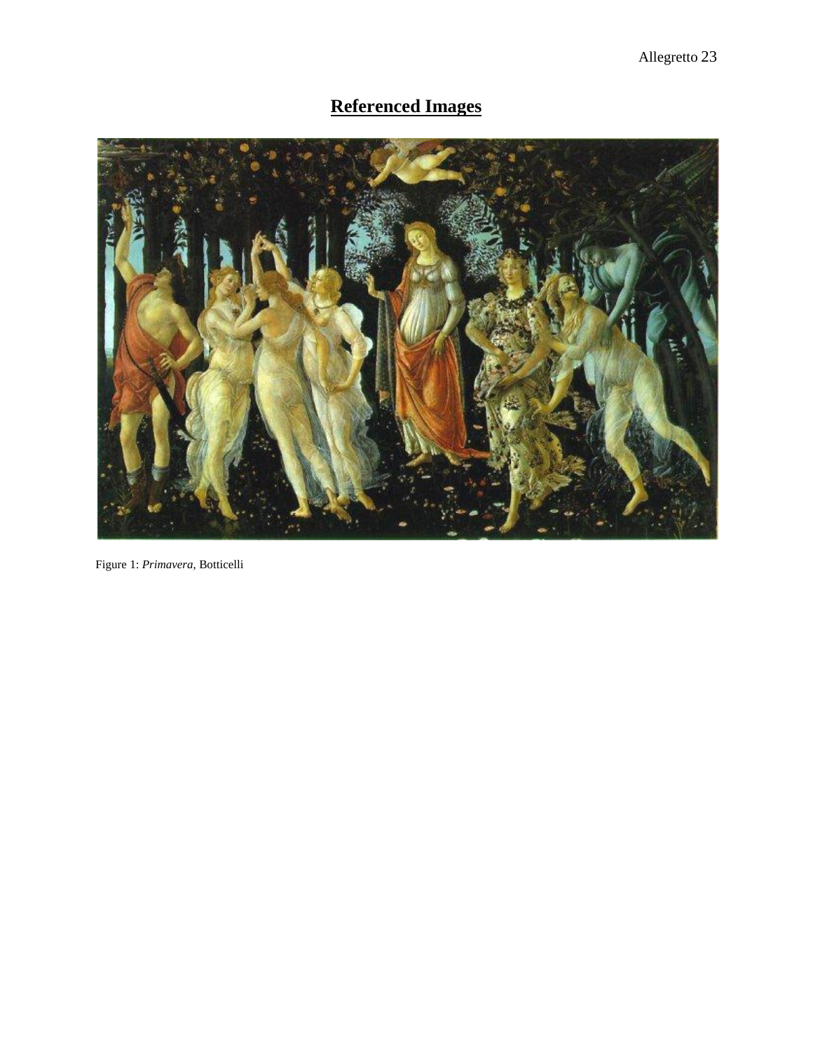## **Referenced Images**

Figure 1: *Primavera*, Botticelli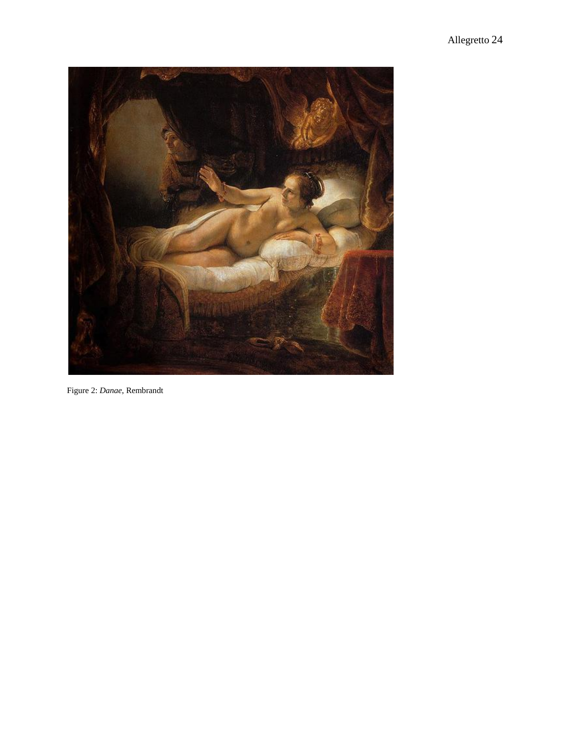Figure 2: *Danae*, Rembrandt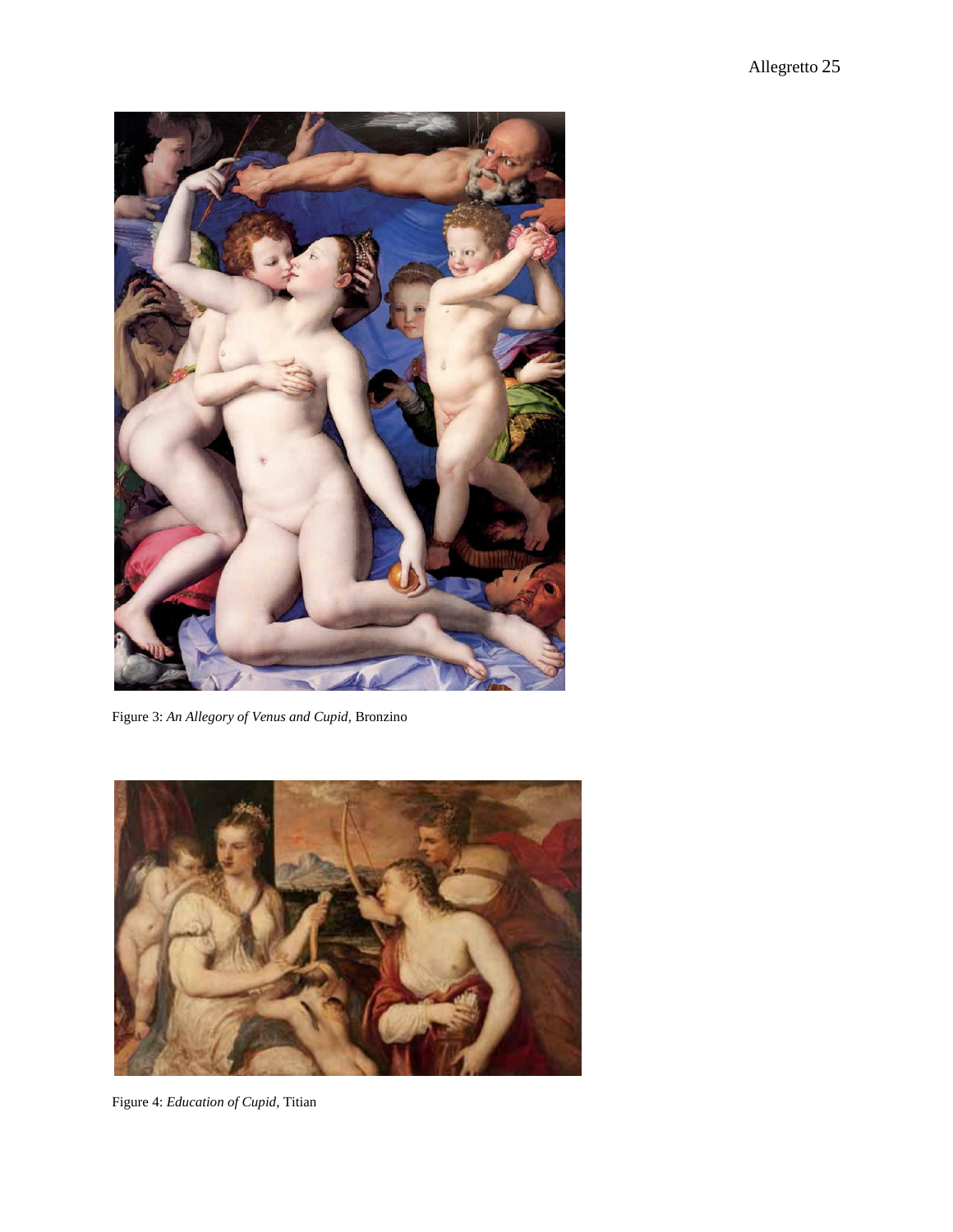Figure 3: *An Allegory of Venus and Cupid*, Bronzino

Figure 4: *Education of Cupid*, Titian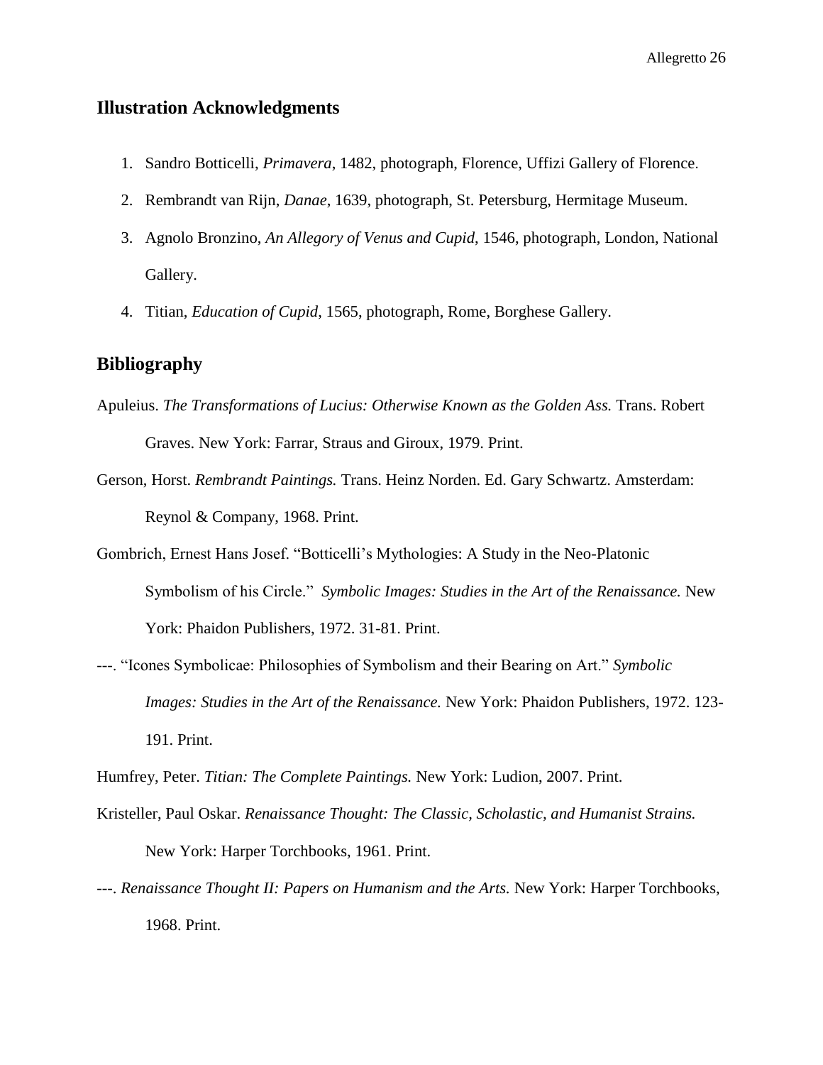## Illustration Acknowledgments

1. Sandro Botticelli, *Primavera*, 1482, photograph, Florence, Uffizi Gallery of Florence.
2. Rembrandt van Rijn, *Danae*, 1639, photograph, St. Petersburg, Hermitage Museum.
3. Agnolo Bronzino, *An Allegory of Venus and Cupid*, 1546, photograph, London, National Gallery.
4. Titian, *Education of Cupid*, 1565, photograph, Rome, Borghese Gallery.

## Bibliography

Apuleius. *The Transformations of Lucius: Otherwise Known as the Golden Ass.* Trans. Robert Graves. New York: Farrar, Straus and Giroux, 1979. Print.

Gerson, Horst. *Rembrandt Paintings.* Trans. Heinz Norden. Ed. Gary Schwartz. Amsterdam: Reynol & Company, 1968. Print.

Gombrich, Ernest Hans Josef. "Botticelli's Mythologies: A Study in the Neo-Platonic Symbolism of his Circle." *Symbolic Images: Studies in the Art of the Renaissance.* New York: Phaidon Publishers, 1972. 31-81. Print.

---. "Icones Symbolicae: Philosophies of Symbolism and their Bearing on Art." *Symbolic Images: Studies in the Art of the Renaissance.* New York: Phaidon Publishers, 1972. 123-191. Print.

Humfrey, Peter. *Titian: The Complete Paintings.* New York: Ludion, 2007. Print.

Kristeller, Paul Oskar. *Renaissance Thought: The Classic, Scholastic, and Humanist Strains.* New York: Harper Torchbooks, 1961. Print.

---. *Renaissance Thought II: Papers on Humanism and the Arts.* New York: Harper Torchbooks, 1968. Print.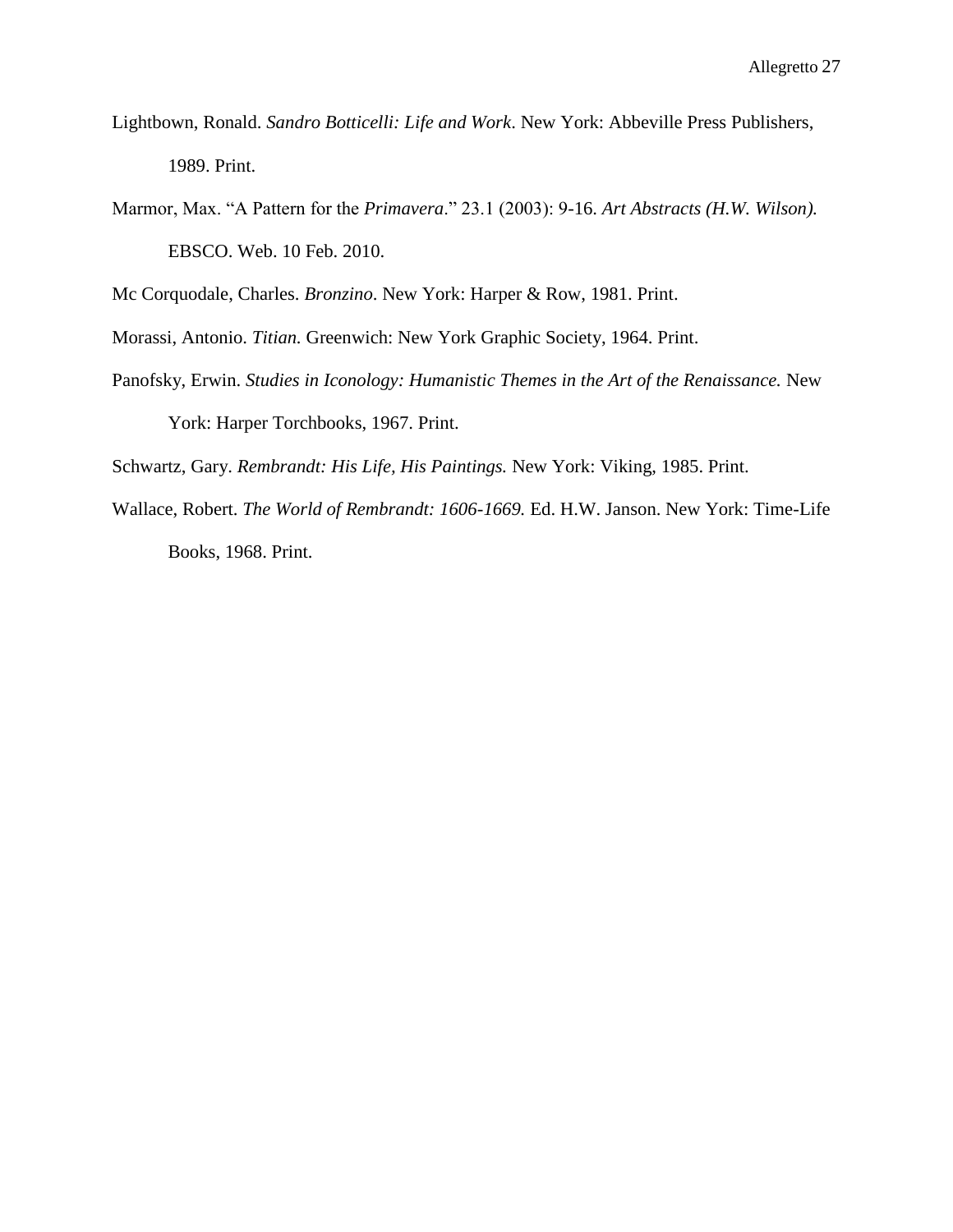Lightbown, Ronald. *Sandro Botticelli: Life and Work*. New York: Abbeville Press Publishers, 1989. Print.

Marmor, Max. "A Pattern for the *Primavera*." 23.1 (2003): 9-16. *Art Abstracts (H.W. Wilson).* EBSCO. Web. 10 Feb. 2010.

Mc Corquodale, Charles. *Bronzino*. New York: Harper & Row, 1981. Print.

Morassi, Antonio. *Titian.* Greenwich: New York Graphic Society, 1964. Print.

Panofsky, Erwin. *Studies in Iconology: Humanistic Themes in the Art of the Renaissance.* New York: Harper Torchbooks, 1967. Print.

Schwartz, Gary. *Rembrandt: His Life, His Paintings.* New York: Viking, 1985. Print.

Wallace, Robert. *The World of Rembrandt: 1606-1669.* Ed. H.W. Janson. New York: Time-Life Books, 1968. Print.